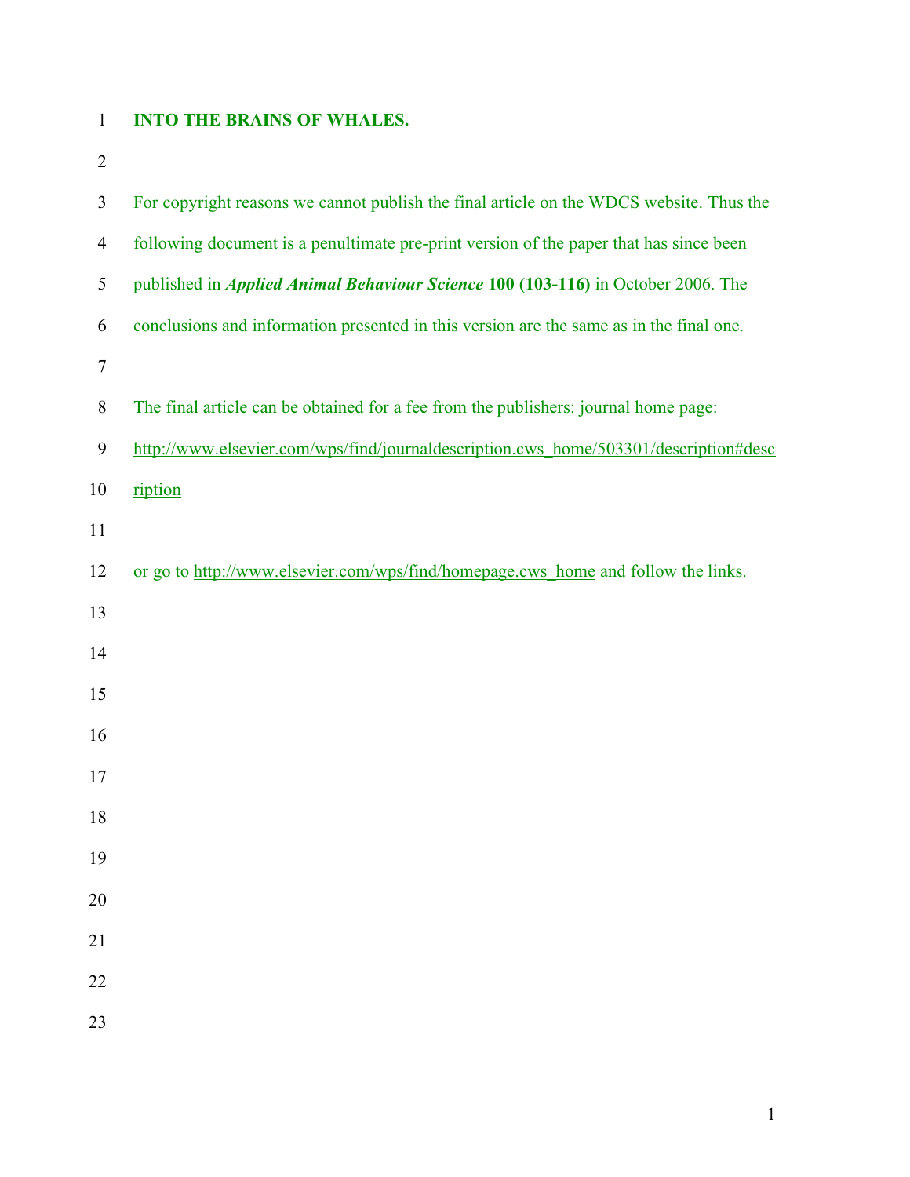# INTO THE BRAINS OF WHALES.

For copyright reasons we cannot publish the final article on the WDCS website. Thus the following document is a penultimate pre-print version of the paper that has since been published in ***Applied Animal Behaviour Science*** **100 (103-116)** in October 2006. The conclusions and information presented in this version are the same as in the final one.

The final article can be obtained for a fee from the publishers: journal home page: http://www.elsevier.com/wps/find/journaldescription.cws_home/503301/description#description

or go to http://www.elsevier.com/wps/find/homepage.cws_home and follow the links.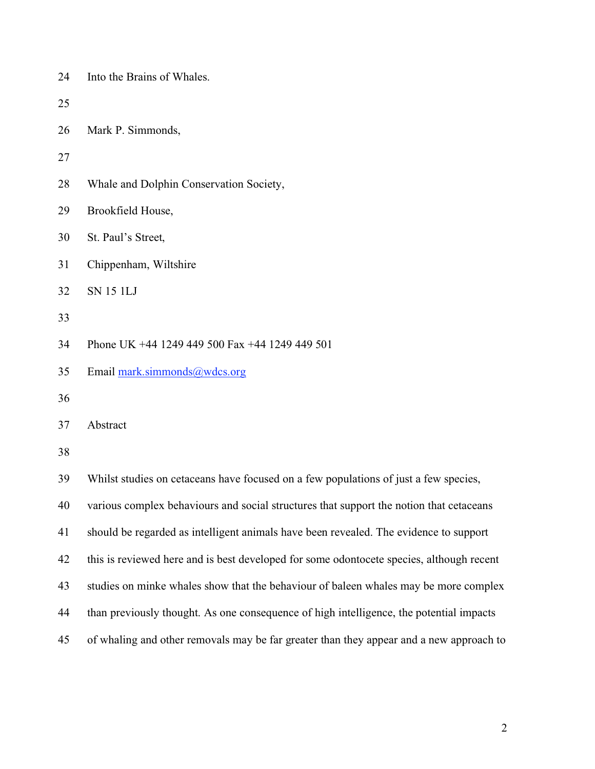# Into the Brains of Whales.

Mark P. Simmonds,

Whale and Dolphin Conservation Society,
Brookfield House,
St. Paul's Street,
Chippenham, Wiltshire
SN 15 1LJ

Phone UK +44 1249 449 500 Fax +44 1249 449 501
Email mark.simmonds@wdcs.org

## Abstract

Whilst studies on cetaceans have focused on a few populations of just a few species, various complex behaviours and social structures that support the notion that cetaceans should be regarded as intelligent animals have been revealed. The evidence to support this is reviewed here and is best developed for some odontocete species, although recent studies on minke whales show that the behaviour of baleen whales may be more complex than previously thought. As one consequence of high intelligence, the potential impacts of whaling and other removals may be far greater than they appear and a new approach to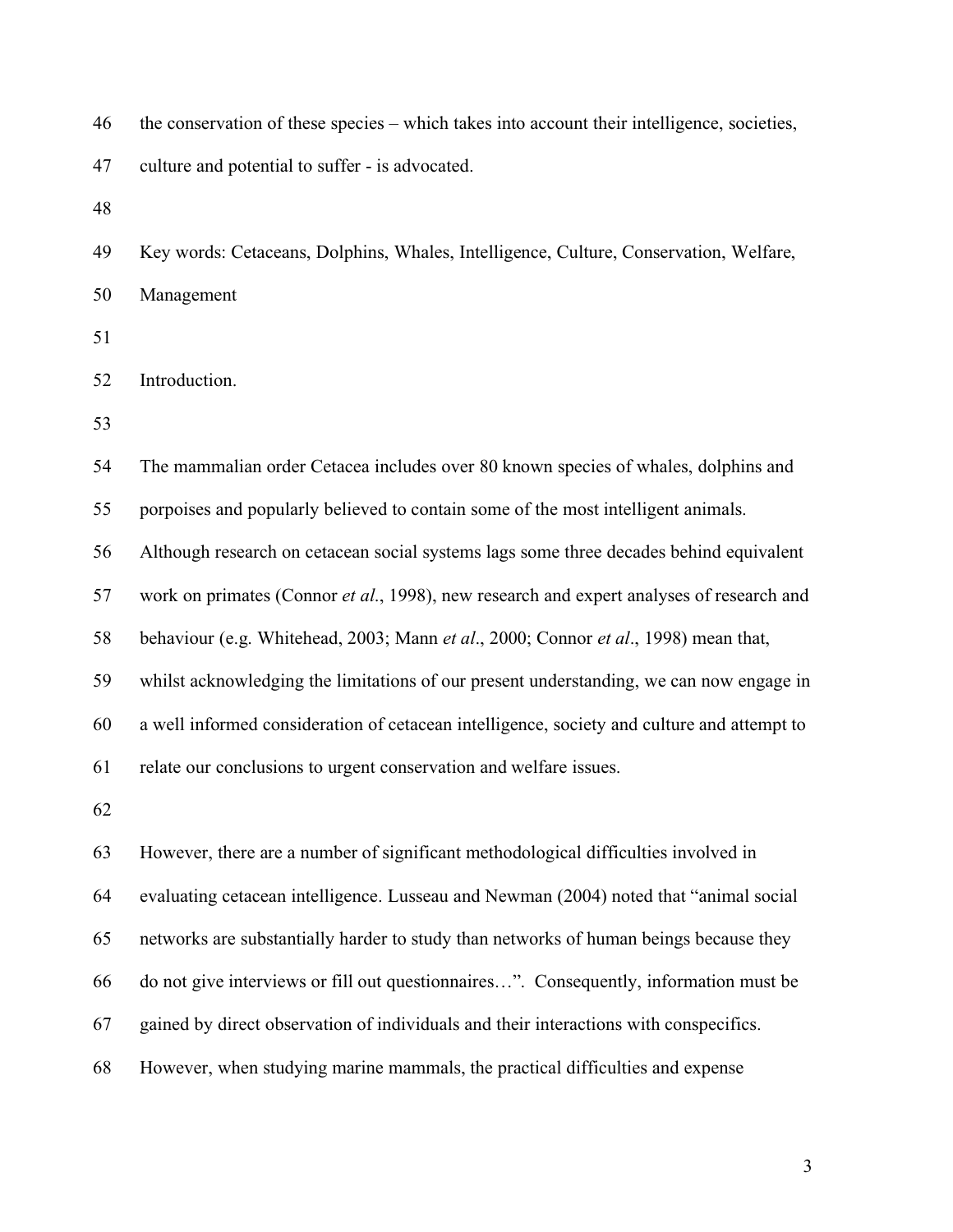the conservation of these species – which takes into account their intelligence, societies, culture and potential to suffer - is advocated.

Key words: Cetaceans, Dolphins, Whales, Intelligence, Culture, Conservation, Welfare, Management

## Introduction.

The mammalian order Cetacea includes over 80 known species of whales, dolphins and porpoises and popularly believed to contain some of the most intelligent animals. Although research on cetacean social systems lags some three decades behind equivalent work on primates (Connor *et al*., 1998), new research and expert analyses of research and behaviour (e.g. Whitehead, 2003; Mann *et al*., 2000; Connor *et al*., 1998) mean that, whilst acknowledging the limitations of our present understanding, we can now engage in a well informed consideration of cetacean intelligence, society and culture and attempt to relate our conclusions to urgent conservation and welfare issues.

However, there are a number of significant methodological difficulties involved in evaluating cetacean intelligence. Lusseau and Newman (2004) noted that "animal social networks are substantially harder to study than networks of human beings because they do not give interviews or fill out questionnaires…". Consequently, information must be gained by direct observation of individuals and their interactions with conspecifics. However, when studying marine mammals, the practical difficulties and expense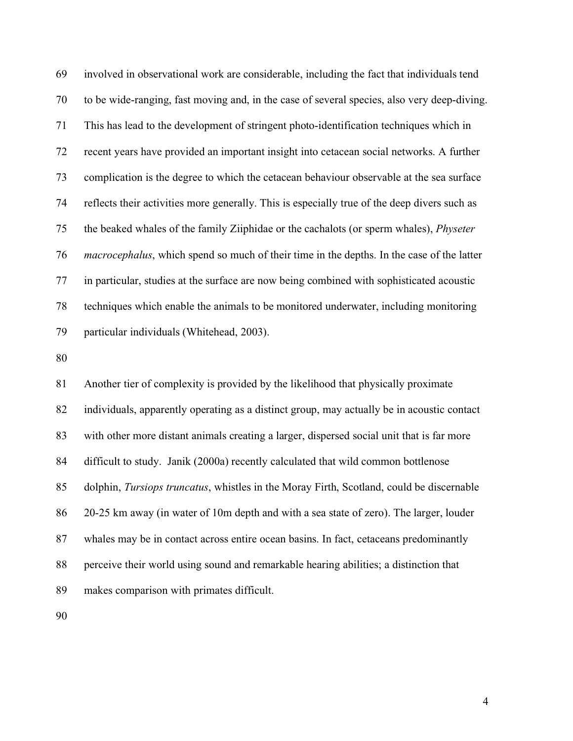involved in observational work are considerable, including the fact that individuals tend to be wide-ranging, fast moving and, in the case of several species, also very deep-diving. This has lead to the development of stringent photo-identification techniques which in recent years have provided an important insight into cetacean social networks. A further complication is the degree to which the cetacean behaviour observable at the sea surface reflects their activities more generally. This is especially true of the deep divers such as the beaked whales of the family Ziiphidae or the cachalots (or sperm whales), *Physeter macrocephalus*, which spend so much of their time in the depths. In the case of the latter in particular, studies at the surface are now being combined with sophisticated acoustic techniques which enable the animals to be monitored underwater, including monitoring particular individuals (Whitehead, 2003).

Another tier of complexity is provided by the likelihood that physically proximate individuals, apparently operating as a distinct group, may actually be in acoustic contact with other more distant animals creating a larger, dispersed social unit that is far more difficult to study. Janik (2000a) recently calculated that wild common bottlenose dolphin, *Tursiops truncatus*, whistles in the Moray Firth, Scotland, could be discernable 20-25 km away (in water of 10m depth and with a sea state of zero). The larger, louder whales may be in contact across entire ocean basins. In fact, cetaceans predominantly perceive their world using sound and remarkable hearing abilities; a distinction that makes comparison with primates difficult.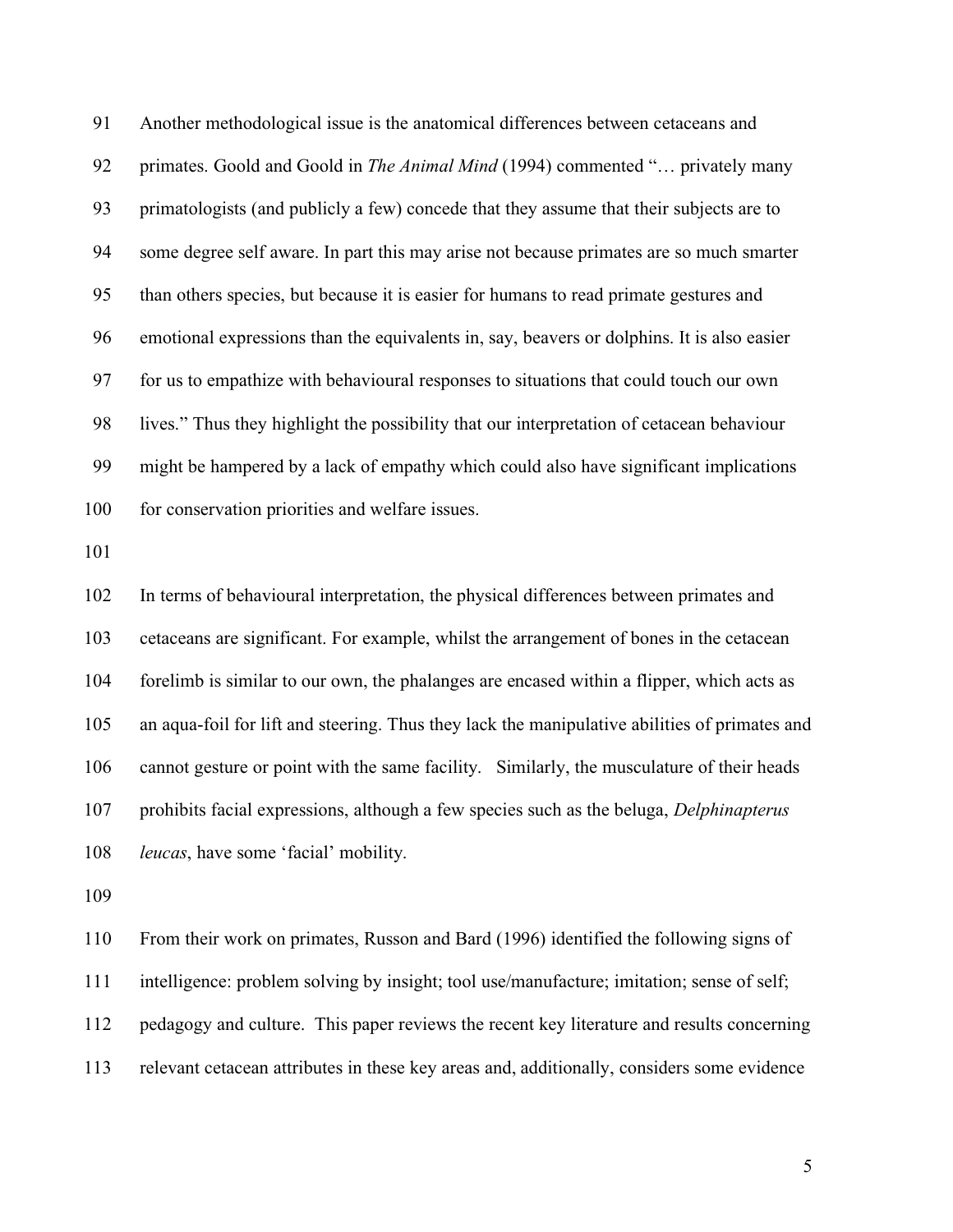Another methodological issue is the anatomical differences between cetaceans and primates. Goold and Goold in *The Animal Mind* (1994) commented "… privately many primatologists (and publicly a few) concede that they assume that their subjects are to some degree self aware. In part this may arise not because primates are so much smarter than others species, but because it is easier for humans to read primate gestures and emotional expressions than the equivalents in, say, beavers or dolphins. It is also easier for us to empathize with behavioural responses to situations that could touch our own lives." Thus they highlight the possibility that our interpretation of cetacean behaviour might be hampered by a lack of empathy which could also have significant implications for conservation priorities and welfare issues.

In terms of behavioural interpretation, the physical differences between primates and cetaceans are significant. For example, whilst the arrangement of bones in the cetacean forelimb is similar to our own, the phalanges are encased within a flipper, which acts as an aqua-foil for lift and steering. Thus they lack the manipulative abilities of primates and cannot gesture or point with the same facility. Similarly, the musculature of their heads prohibits facial expressions, although a few species such as the beluga, *Delphinapterus leucas*, have some 'facial' mobility.

From their work on primates, Russon and Bard (1996) identified the following signs of intelligence: problem solving by insight; tool use/manufacture; imitation; sense of self; pedagogy and culture. This paper reviews the recent key literature and results concerning relevant cetacean attributes in these key areas and, additionally, considers some evidence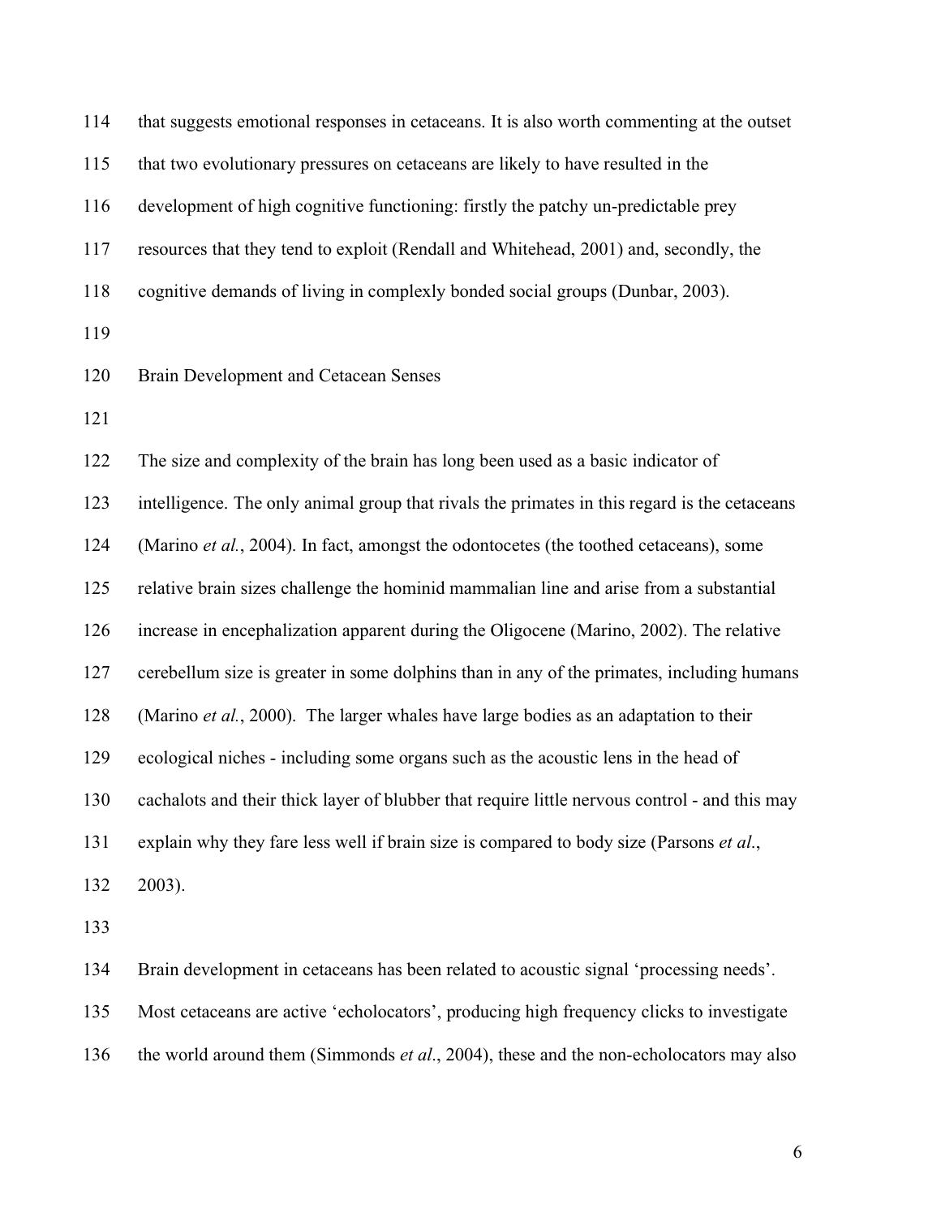that suggests emotional responses in cetaceans. It is also worth commenting at the outset that two evolutionary pressures on cetaceans are likely to have resulted in the development of high cognitive functioning: firstly the patchy un-predictable prey resources that they tend to exploit (Rendall and Whitehead, 2001) and, secondly, the cognitive demands of living in complexly bonded social groups (Dunbar, 2003).

## Brain Development and Cetacean Senses

The size and complexity of the brain has long been used as a basic indicator of intelligence. The only animal group that rivals the primates in this regard is the cetaceans (Marino *et al.*, 2004). In fact, amongst the odontocetes (the toothed cetaceans), some relative brain sizes challenge the hominid mammalian line and arise from a substantial increase in encephalization apparent during the Oligocene (Marino, 2002). The relative cerebellum size is greater in some dolphins than in any of the primates, including humans (Marino *et al.*, 2000). The larger whales have large bodies as an adaptation to their ecological niches - including some organs such as the acoustic lens in the head of cachalots and their thick layer of blubber that require little nervous control - and this may explain why they fare less well if brain size is compared to body size (Parsons *et al.*, 2003).

Brain development in cetaceans has been related to acoustic signal 'processing needs'. Most cetaceans are active 'echolocators', producing high frequency clicks to investigate the world around them (Simmonds *et al*., 2004), these and the non-echolocators may also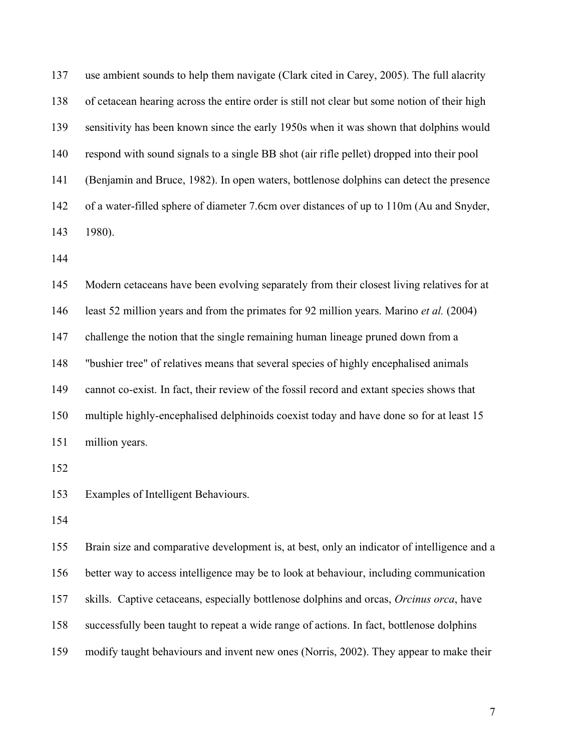use ambient sounds to help them navigate (Clark cited in Carey, 2005). The full alacrity of cetacean hearing across the entire order is still not clear but some notion of their high sensitivity has been known since the early 1950s when it was shown that dolphins would respond with sound signals to a single BB shot (air rifle pellet) dropped into their pool (Benjamin and Bruce, 1982). In open waters, bottlenose dolphins can detect the presence of a water-filled sphere of diameter 7.6cm over distances of up to 110m (Au and Snyder, 1980).

Modern cetaceans have been evolving separately from their closest living relatives for at least 52 million years and from the primates for 92 million years. Marino *et al.* (2004) challenge the notion that the single remaining human lineage pruned down from a "bushier tree" of relatives means that several species of highly encephalised animals cannot co-exist. In fact, their review of the fossil record and extant species shows that multiple highly-encephalised delphinoids coexist today and have done so for at least 15 million years.

## Examples of Intelligent Behaviours.

Brain size and comparative development is, at best, only an indicator of intelligence and a better way to access intelligence may be to look at behaviour, including communication skills. Captive cetaceans, especially bottlenose dolphins and orcas, *Orcinus orca*, have successfully been taught to repeat a wide range of actions. In fact, bottlenose dolphins modify taught behaviours and invent new ones (Norris, 2002). They appear to make their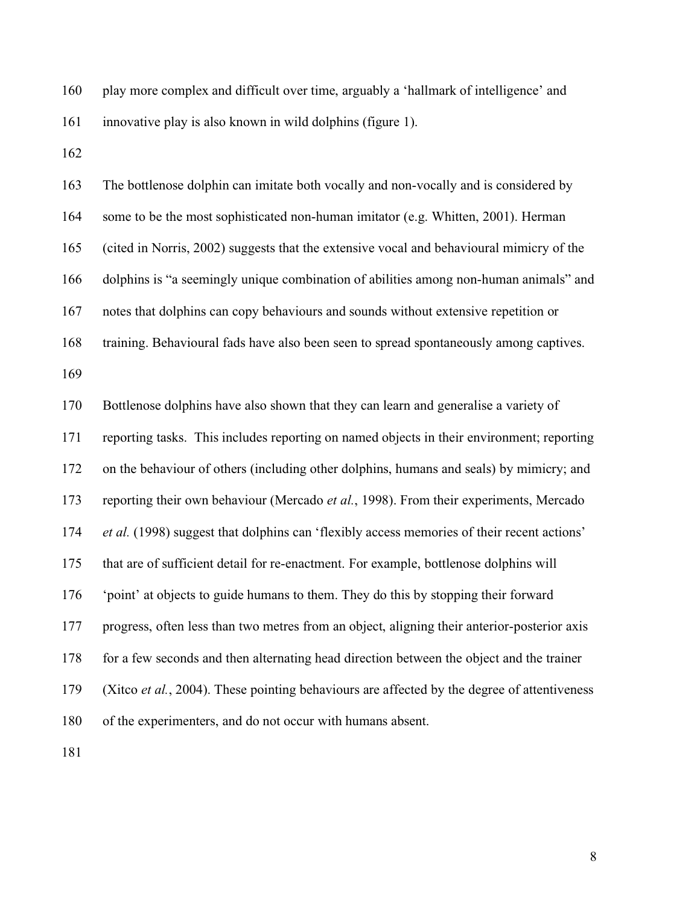play more complex and difficult over time, arguably a 'hallmark of intelligence' and innovative play is also known in wild dolphins (figure 1).

The bottlenose dolphin can imitate both vocally and non-vocally and is considered by some to be the most sophisticated non-human imitator (e.g. Whitten, 2001). Herman (cited in Norris, 2002) suggests that the extensive vocal and behavioural mimicry of the dolphins is "a seemingly unique combination of abilities among non-human animals" and notes that dolphins can copy behaviours and sounds without extensive repetition or training. Behavioural fads have also been seen to spread spontaneously among captives.

Bottlenose dolphins have also shown that they can learn and generalise a variety of reporting tasks. This includes reporting on named objects in their environment; reporting on the behaviour of others (including other dolphins, humans and seals) by mimicry; and reporting their own behaviour (Mercado *et al.*, 1998). From their experiments, Mercado *et al.* (1998) suggest that dolphins can 'flexibly access memories of their recent actions' that are of sufficient detail for re-enactment. For example, bottlenose dolphins will 'point' at objects to guide humans to them. They do this by stopping their forward progress, often less than two metres from an object, aligning their anterior-posterior axis for a few seconds and then alternating head direction between the object and the trainer (Xitco *et al.*, 2004). These pointing behaviours are affected by the degree of attentiveness of the experimenters, and do not occur with humans absent.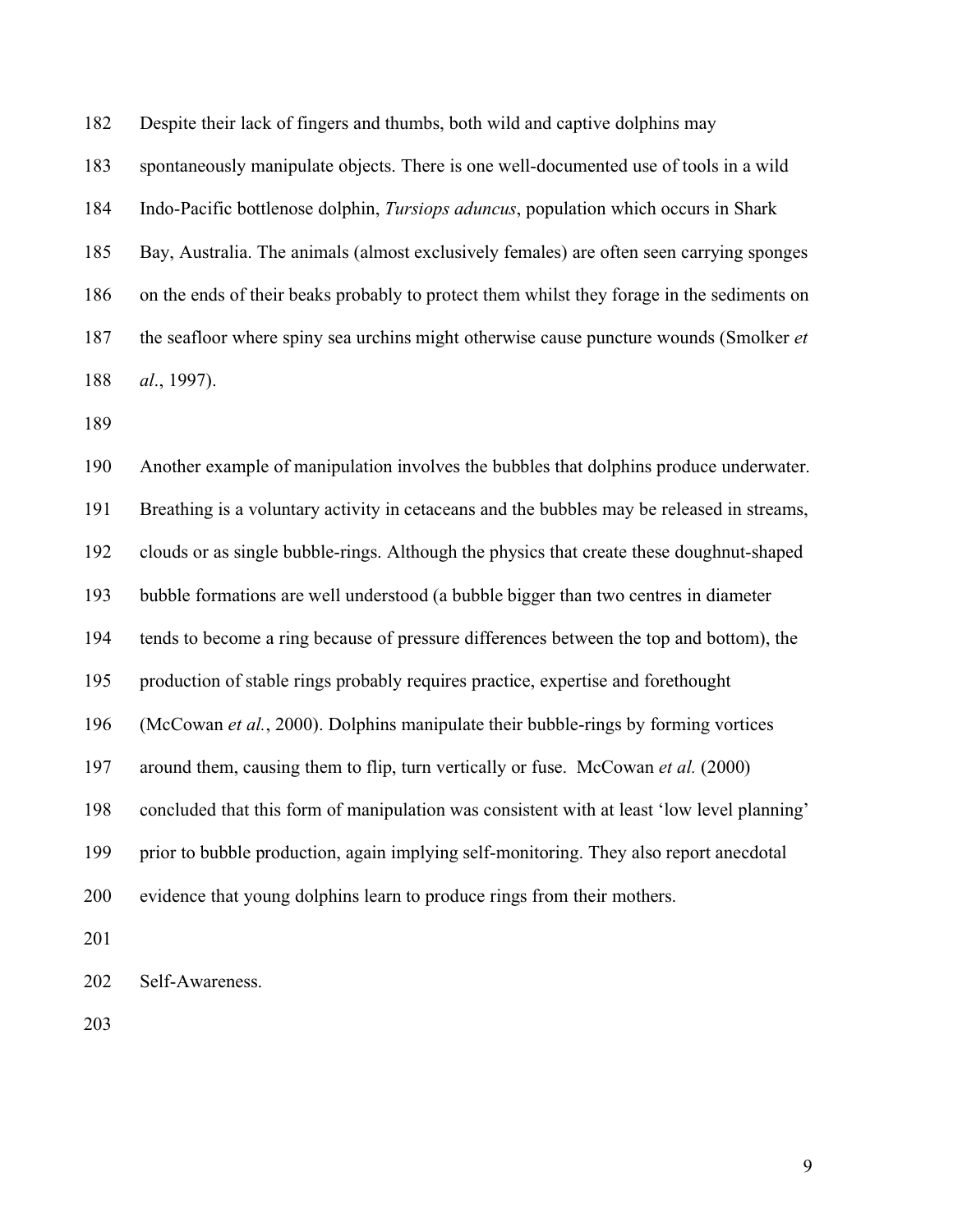Despite their lack of fingers and thumbs, both wild and captive dolphins may spontaneously manipulate objects. There is one well-documented use of tools in a wild Indo-Pacific bottlenose dolphin, *Tursiops aduncus*, population which occurs in Shark Bay, Australia. The animals (almost exclusively females) are often seen carrying sponges on the ends of their beaks probably to protect them whilst they forage in the sediments on the seafloor where spiny sea urchins might otherwise cause puncture wounds (Smolker *et al*., 1997).

Another example of manipulation involves the bubbles that dolphins produce underwater. Breathing is a voluntary activity in cetaceans and the bubbles may be released in streams, clouds or as single bubble-rings. Although the physics that create these doughnut-shaped bubble formations are well understood (a bubble bigger than two centres in diameter tends to become a ring because of pressure differences between the top and bottom), the production of stable rings probably requires practice, expertise and forethought (McCowan *et al.*, 2000). Dolphins manipulate their bubble-rings by forming vortices around them, causing them to flip, turn vertically or fuse. McCowan *et al.* (2000) concluded that this form of manipulation was consistent with at least 'low level planning' prior to bubble production, again implying self-monitoring. They also report anecdotal evidence that young dolphins learn to produce rings from their mothers.

Self-Awareness.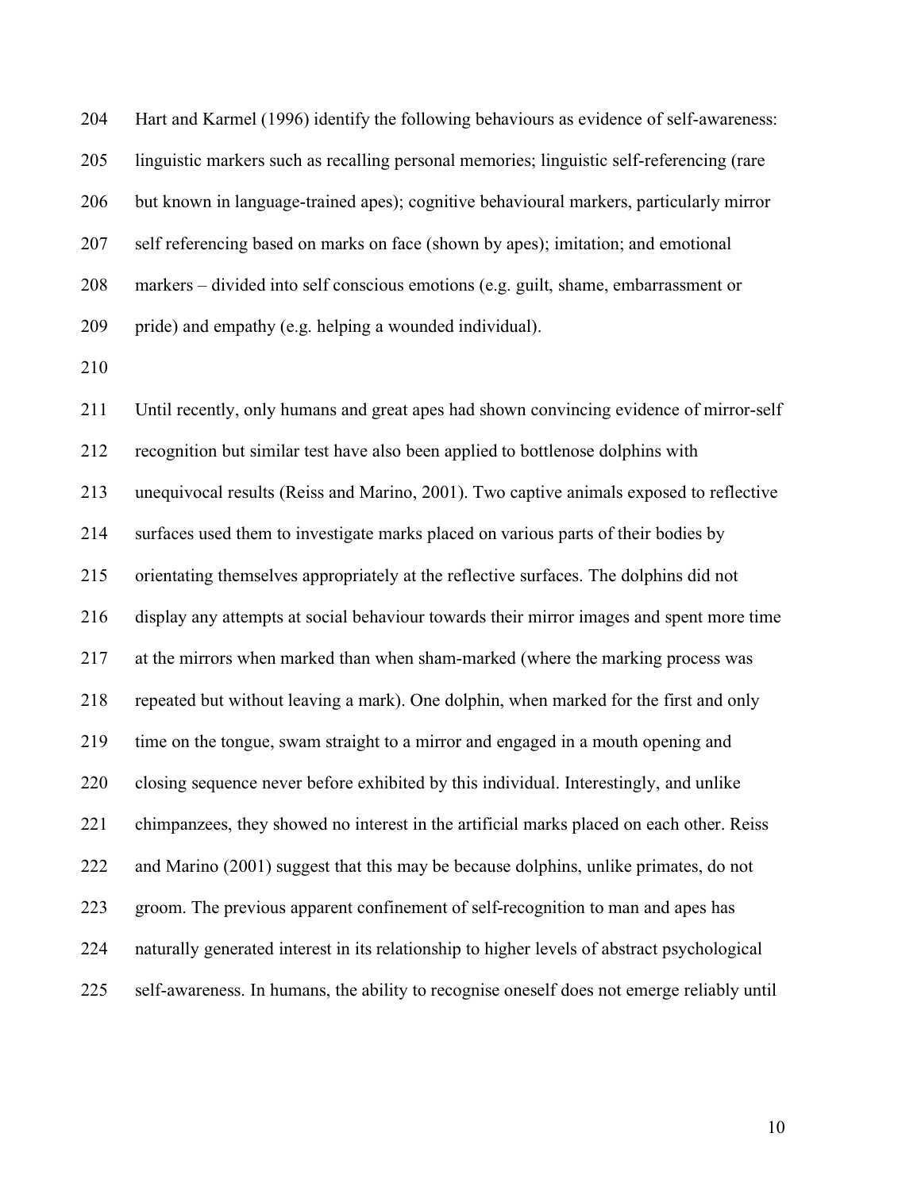Hart and Karmel (1996) identify the following behaviours as evidence of self-awareness: linguistic markers such as recalling personal memories; linguistic self-referencing (rare but known in language-trained apes); cognitive behavioural markers, particularly mirror self referencing based on marks on face (shown by apes); imitation; and emotional markers – divided into self conscious emotions (e.g. guilt, shame, embarrassment or pride) and empathy (e.g. helping a wounded individual).

Until recently, only humans and great apes had shown convincing evidence of mirror-self recognition but similar test have also been applied to bottlenose dolphins with unequivocal results (Reiss and Marino, 2001). Two captive animals exposed to reflective surfaces used them to investigate marks placed on various parts of their bodies by orientating themselves appropriately at the reflective surfaces. The dolphins did not display any attempts at social behaviour towards their mirror images and spent more time at the mirrors when marked than when sham-marked (where the marking process was repeated but without leaving a mark). One dolphin, when marked for the first and only time on the tongue, swam straight to a mirror and engaged in a mouth opening and closing sequence never before exhibited by this individual. Interestingly, and unlike chimpanzees, they showed no interest in the artificial marks placed on each other. Reiss and Marino (2001) suggest that this may be because dolphins, unlike primates, do not groom. The previous apparent confinement of self-recognition to man and apes has naturally generated interest in its relationship to higher levels of abstract psychological self-awareness. In humans, the ability to recognise oneself does not emerge reliably until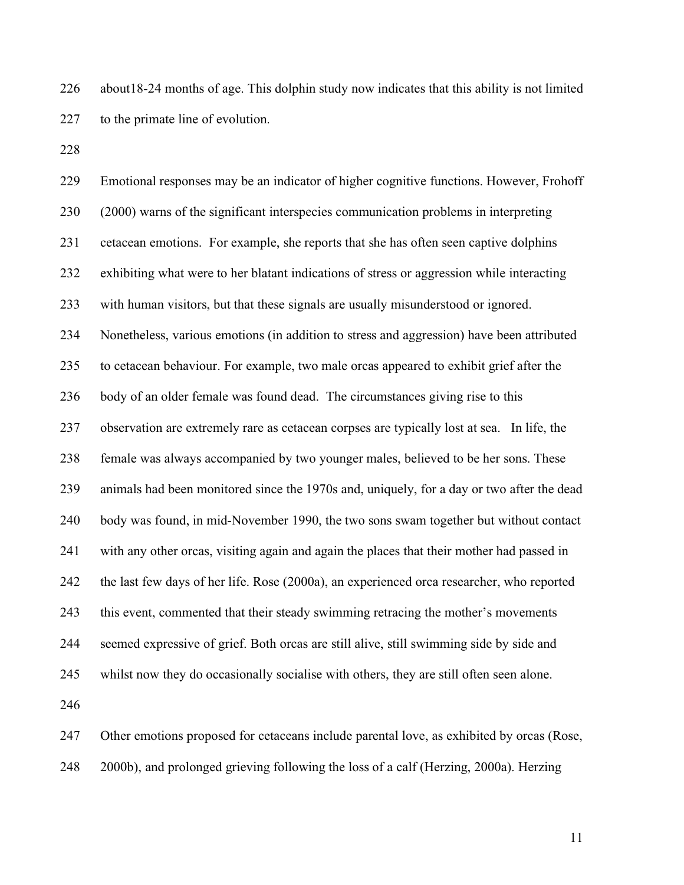about18-24 months of age. This dolphin study now indicates that this ability is not limited to the primate line of evolution.

Emotional responses may be an indicator of higher cognitive functions. However, Frohoff (2000) warns of the significant interspecies communication problems in interpreting cetacean emotions. For example, she reports that she has often seen captive dolphins exhibiting what were to her blatant indications of stress or aggression while interacting with human visitors, but that these signals are usually misunderstood or ignored. Nonetheless, various emotions (in addition to stress and aggression) have been attributed to cetacean behaviour. For example, two male orcas appeared to exhibit grief after the body of an older female was found dead. The circumstances giving rise to this observation are extremely rare as cetacean corpses are typically lost at sea. In life, the female was always accompanied by two younger males, believed to be her sons. These animals had been monitored since the 1970s and, uniquely, for a day or two after the dead body was found, in mid-November 1990, the two sons swam together but without contact with any other orcas, visiting again and again the places that their mother had passed in the last few days of her life. Rose (2000a), an experienced orca researcher, who reported this event, commented that their steady swimming retracing the mother's movements seemed expressive of grief. Both orcas are still alive, still swimming side by side and whilst now they do occasionally socialise with others, they are still often seen alone.

Other emotions proposed for cetaceans include parental love, as exhibited by orcas (Rose, 2000b), and prolonged grieving following the loss of a calf (Herzing, 2000a). Herzing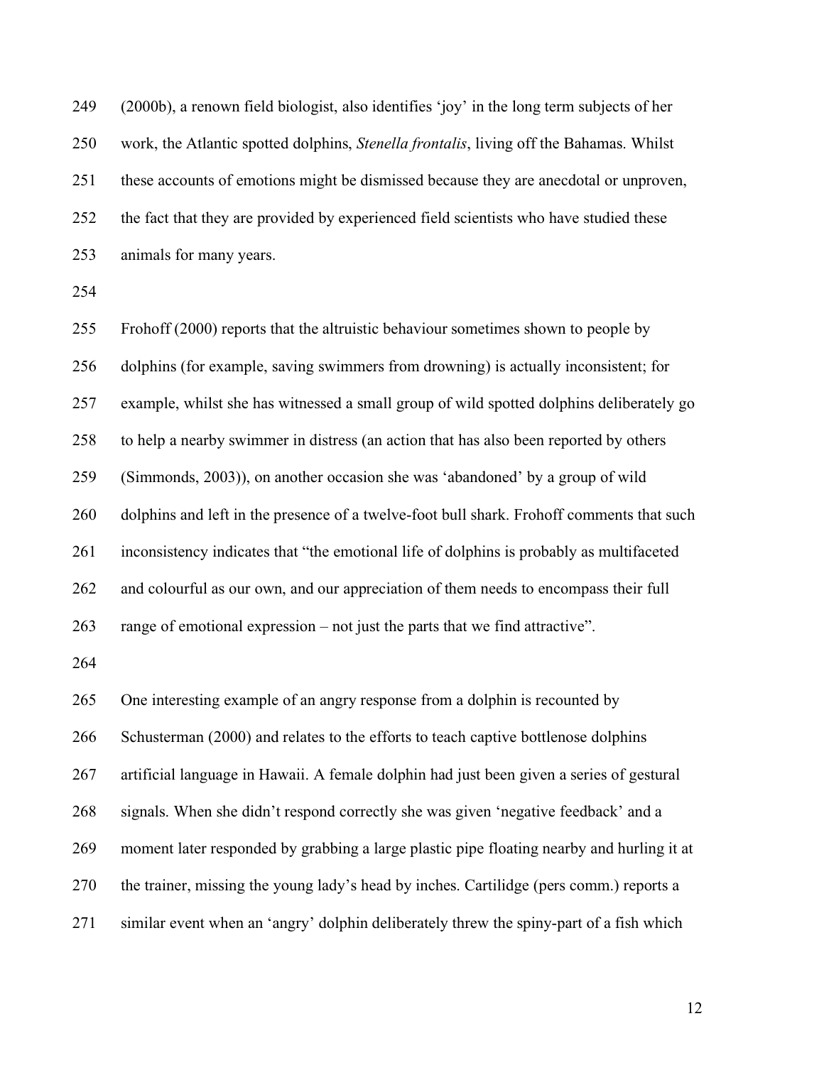(2000b), a renown field biologist, also identifies 'joy' in the long term subjects of her work, the Atlantic spotted dolphins, *Stenella frontalis*, living off the Bahamas. Whilst these accounts of emotions might be dismissed because they are anecdotal or unproven, the fact that they are provided by experienced field scientists who have studied these animals for many years.

Frohoff (2000) reports that the altruistic behaviour sometimes shown to people by dolphins (for example, saving swimmers from drowning) is actually inconsistent; for example, whilst she has witnessed a small group of wild spotted dolphins deliberately go to help a nearby swimmer in distress (an action that has also been reported by others (Simmonds, 2003)), on another occasion she was 'abandoned' by a group of wild dolphins and left in the presence of a twelve-foot bull shark. Frohoff comments that such inconsistency indicates that "the emotional life of dolphins is probably as multifaceted and colourful as our own, and our appreciation of them needs to encompass their full range of emotional expression – not just the parts that we find attractive".

One interesting example of an angry response from a dolphin is recounted by Schusterman (2000) and relates to the efforts to teach captive bottlenose dolphins artificial language in Hawaii. A female dolphin had just been given a series of gestural signals. When she didn't respond correctly she was given 'negative feedback' and a moment later responded by grabbing a large plastic pipe floating nearby and hurling it at the trainer, missing the young lady's head by inches. Cartilidge (pers comm.) reports a similar event when an 'angry' dolphin deliberately threw the spiny-part of a fish which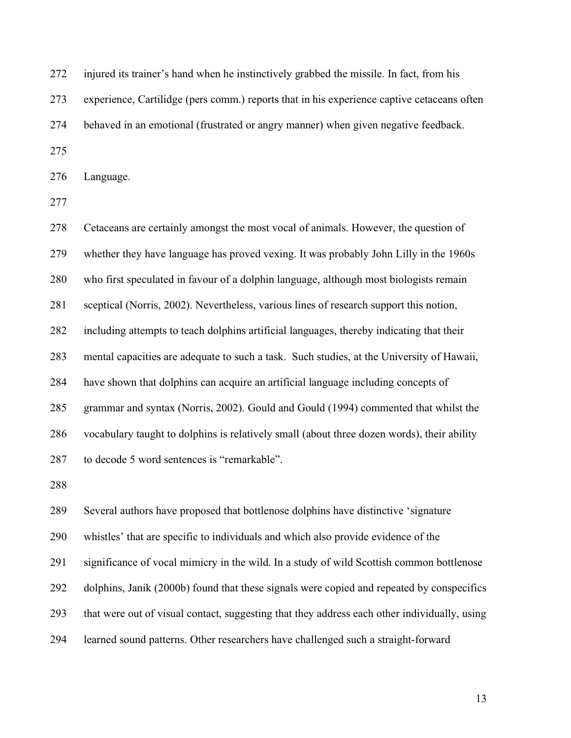injured its trainer's hand when he instinctively grabbed the missile. In fact, from his experience, Cartilidge (pers comm.) reports that in his experience captive cetaceans often behaved in an emotional (frustrated or angry manner) when given negative feedback.

Language.

Cetaceans are certainly amongst the most vocal of animals. However, the question of whether they have language has proved vexing. It was probably John Lilly in the 1960s who first speculated in favour of a dolphin language, although most biologists remain sceptical (Norris, 2002). Nevertheless, various lines of research support this notion, including attempts to teach dolphins artificial languages, thereby indicating that their mental capacities are adequate to such a task. Such studies, at the University of Hawaii, have shown that dolphins can acquire an artificial language including concepts of grammar and syntax (Norris, 2002). Gould and Gould (1994) commented that whilst the vocabulary taught to dolphins is relatively small (about three dozen words), their ability to decode 5 word sentences is "remarkable".

Several authors have proposed that bottlenose dolphins have distinctive 'signature whistles' that are specific to individuals and which also provide evidence of the significance of vocal mimicry in the wild. In a study of wild Scottish common bottlenose dolphins, Janik (2000b) found that these signals were copied and repeated by conspecifics that were out of visual contact, suggesting that they address each other individually, using learned sound patterns. Other researchers have challenged such a straight-forward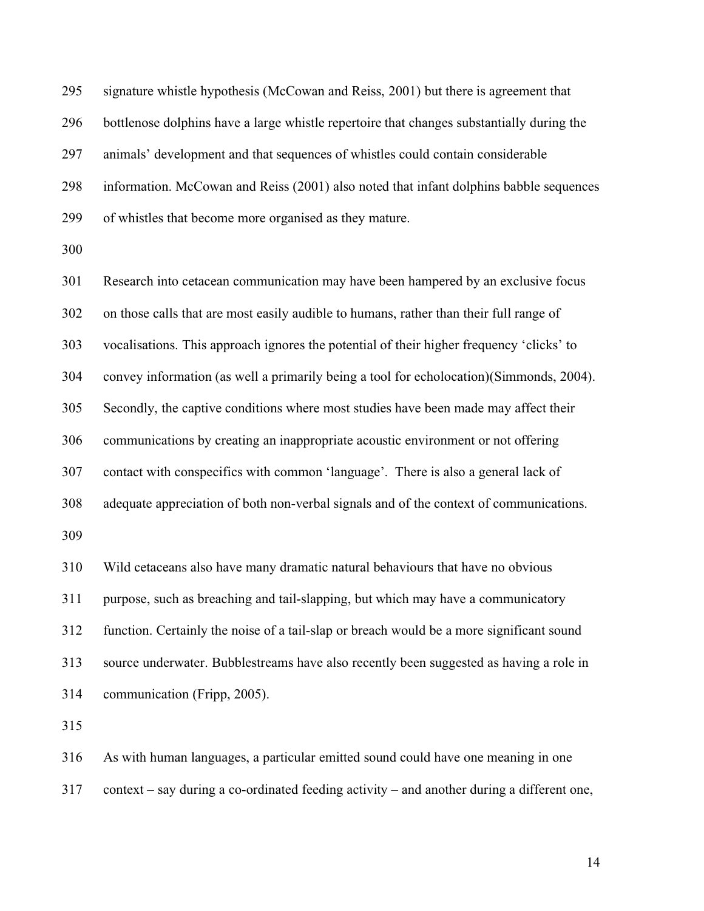signature whistle hypothesis (McCowan and Reiss, 2001) but there is agreement that bottlenose dolphins have a large whistle repertoire that changes substantially during the animals' development and that sequences of whistles could contain considerable information. McCowan and Reiss (2001) also noted that infant dolphins babble sequences of whistles that become more organised as they mature.

Research into cetacean communication may have been hampered by an exclusive focus on those calls that are most easily audible to humans, rather than their full range of vocalisations. This approach ignores the potential of their higher frequency 'clicks' to convey information (as well a primarily being a tool for echolocation)(Simmonds, 2004). Secondly, the captive conditions where most studies have been made may affect their communications by creating an inappropriate acoustic environment or not offering contact with conspecifics with common 'language'. There is also a general lack of adequate appreciation of both non-verbal signals and of the context of communications.

Wild cetaceans also have many dramatic natural behaviours that have no obvious purpose, such as breaching and tail-slapping, but which may have a communicatory function. Certainly the noise of a tail-slap or breach would be a more significant sound source underwater. Bubblestreams have also recently been suggested as having a role in communication (Fripp, 2005).

As with human languages, a particular emitted sound could have one meaning in one context – say during a co-ordinated feeding activity – and another during a different one,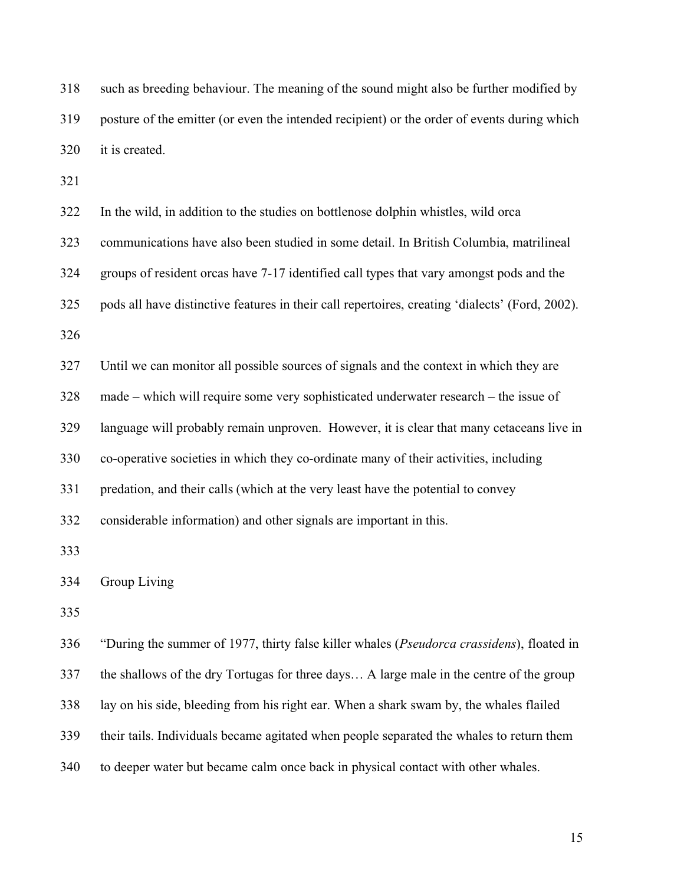such as breeding behaviour. The meaning of the sound might also be further modified by posture of the emitter (or even the intended recipient) or the order of events during which it is created.

In the wild, in addition to the studies on bottlenose dolphin whistles, wild orca communications have also been studied in some detail. In British Columbia, matrilineal groups of resident orcas have 7-17 identified call types that vary amongst pods and the pods all have distinctive features in their call repertoires, creating 'dialects' (Ford, 2002).

Until we can monitor all possible sources of signals and the context in which they are made – which will require some very sophisticated underwater research – the issue of language will probably remain unproven. However, it is clear that many cetaceans live in co-operative societies in which they co-ordinate many of their activities, including predation, and their calls (which at the very least have the potential to convey considerable information) and other signals are important in this.

## Group Living

"During the summer of 1977, thirty false killer whales (*Pseudorca crassidens*), floated in the shallows of the dry Tortugas for three days… A large male in the centre of the group lay on his side, bleeding from his right ear. When a shark swam by, the whales flailed their tails. Individuals became agitated when people separated the whales to return them to deeper water but became calm once back in physical contact with other whales.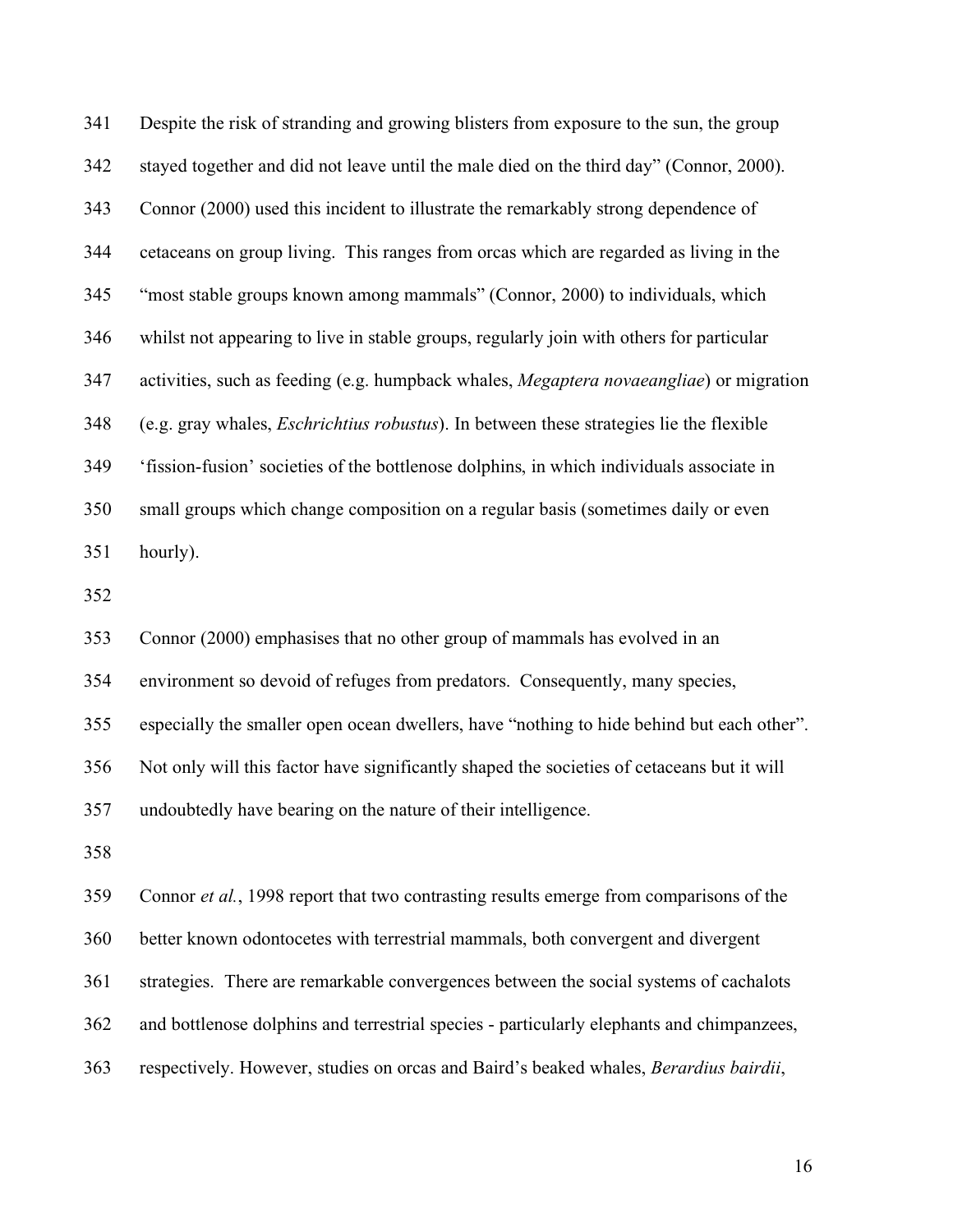Despite the risk of stranding and growing blisters from exposure to the sun, the group stayed together and did not leave until the male died on the third day" (Connor, 2000). Connor (2000) used this incident to illustrate the remarkably strong dependence of cetaceans on group living. This ranges from orcas which are regarded as living in the "most stable groups known among mammals" (Connor, 2000) to individuals, which whilst not appearing to live in stable groups, regularly join with others for particular activities, such as feeding (e.g. humpback whales, *Megaptera novaeangliae*) or migration (e.g. gray whales, *Eschrichtius robustus*). In between these strategies lie the flexible 'fission-fusion' societies of the bottlenose dolphins, in which individuals associate in small groups which change composition on a regular basis (sometimes daily or even hourly).

Connor (2000) emphasises that no other group of mammals has evolved in an environment so devoid of refuges from predators. Consequently, many species, especially the smaller open ocean dwellers, have "nothing to hide behind but each other". Not only will this factor have significantly shaped the societies of cetaceans but it will undoubtedly have bearing on the nature of their intelligence.

Connor *et al.*, 1998 report that two contrasting results emerge from comparisons of the better known odontocetes with terrestrial mammals, both convergent and divergent strategies. There are remarkable convergences between the social systems of cachalots and bottlenose dolphins and terrestrial species - particularly elephants and chimpanzees, respectively. However, studies on orcas and Baird's beaked whales, *Berardius bairdii*,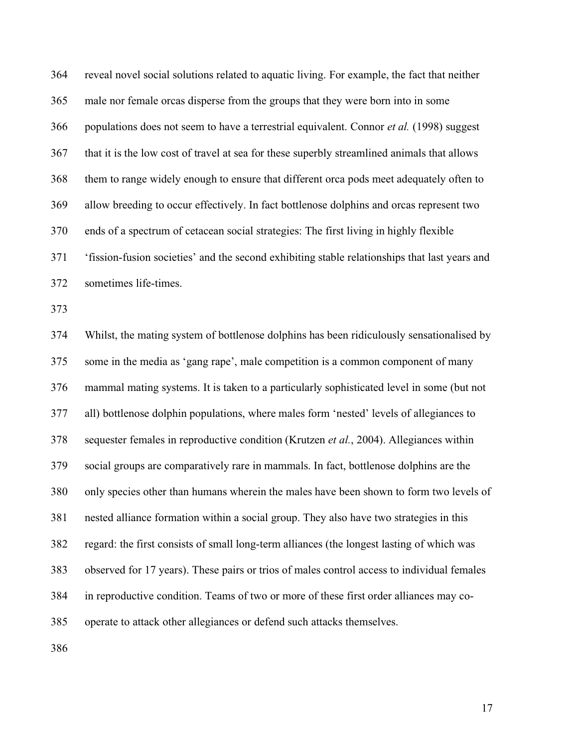reveal novel social solutions related to aquatic living. For example, the fact that neither male nor female orcas disperse from the groups that they were born into in some populations does not seem to have a terrestrial equivalent. Connor *et al.* (1998) suggest that it is the low cost of travel at sea for these superbly streamlined animals that allows them to range widely enough to ensure that different orca pods meet adequately often to allow breeding to occur effectively. In fact bottlenose dolphins and orcas represent two ends of a spectrum of cetacean social strategies: The first living in highly flexible 'fission-fusion societies' and the second exhibiting stable relationships that last years and sometimes life-times.

Whilst, the mating system of bottlenose dolphins has been ridiculously sensationalised by some in the media as 'gang rape', male competition is a common component of many mammal mating systems. It is taken to a particularly sophisticated level in some (but not all) bottlenose dolphin populations, where males form 'nested' levels of allegiances to sequester females in reproductive condition (Krutzen *et al.*, 2004). Allegiances within social groups are comparatively rare in mammals. In fact, bottlenose dolphins are the only species other than humans wherein the males have been shown to form two levels of nested alliance formation within a social group. They also have two strategies in this regard: the first consists of small long-term alliances (the longest lasting of which was observed for 17 years). These pairs or trios of males control access to individual females in reproductive condition. Teams of two or more of these first order alliances may co-operate to attack other allegiances or defend such attacks themselves.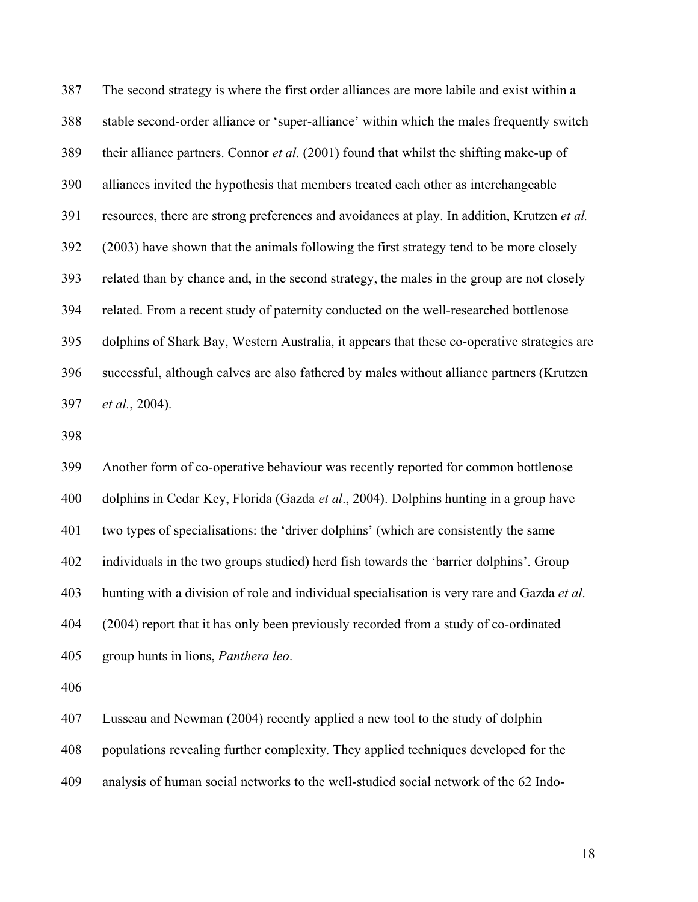The second strategy is where the first order alliances are more labile and exist within a stable second-order alliance or 'super-alliance' within which the males frequently switch their alliance partners. Connor *et al*. (2001) found that whilst the shifting make-up of alliances invited the hypothesis that members treated each other as interchangeable resources, there are strong preferences and avoidances at play. In addition, Krutzen *et al.* (2003) have shown that the animals following the first strategy tend to be more closely related than by chance and, in the second strategy, the males in the group are not closely related. From a recent study of paternity conducted on the well-researched bottlenose dolphins of Shark Bay, Western Australia, it appears that these co-operative strategies are successful, although calves are also fathered by males without alliance partners (Krutzen *et al*., 2004).

Another form of co-operative behaviour was recently reported for common bottlenose dolphins in Cedar Key, Florida (Gazda *et al*., 2004). Dolphins hunting in a group have two types of specialisations: the 'driver dolphins' (which are consistently the same individuals in the two groups studied) herd fish towards the 'barrier dolphins'. Group hunting with a division of role and individual specialisation is very rare and Gazda *et al*. (2004) report that it has only been previously recorded from a study of co-ordinated group hunts in lions, *Panthera leo*.

Lusseau and Newman (2004) recently applied a new tool to the study of dolphin populations revealing further complexity. They applied techniques developed for the analysis of human social networks to the well-studied social network of the 62 Indo-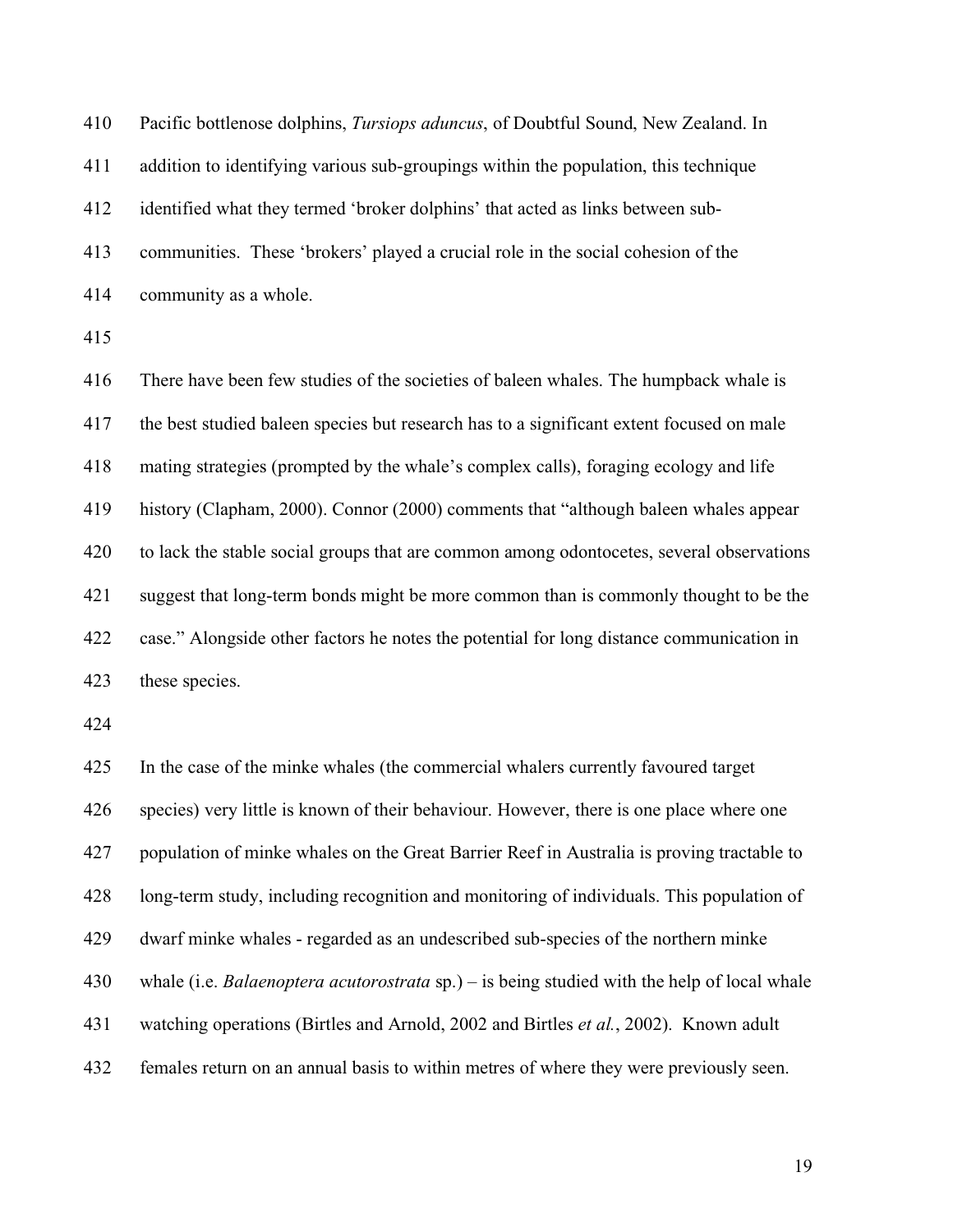Pacific bottlenose dolphins, *Tursiops aduncus*, of Doubtful Sound, New Zealand. In addition to identifying various sub-groupings within the population, this technique identified what they termed 'broker dolphins' that acted as links between sub-communities. These 'brokers' played a crucial role in the social cohesion of the community as a whole.

There have been few studies of the societies of baleen whales. The humpback whale is the best studied baleen species but research has to a significant extent focused on male mating strategies (prompted by the whale's complex calls), foraging ecology and life history (Clapham, 2000). Connor (2000) comments that "although baleen whales appear to lack the stable social groups that are common among odontocetes, several observations suggest that long-term bonds might be more common than is commonly thought to be the case." Alongside other factors he notes the potential for long distance communication in these species.

In the case of the minke whales (the commercial whalers currently favoured target species) very little is known of their behaviour. However, there is one place where one population of minke whales on the Great Barrier Reef in Australia is proving tractable to long-term study, including recognition and monitoring of individuals. This population of dwarf minke whales - regarded as an undescribed sub-species of the northern minke whale (i.e. *Balaenoptera acutorostrata* sp.) – is being studied with the help of local whale watching operations (Birtles and Arnold, 2002 and Birtles *et al.*, 2002). Known adult females return on an annual basis to within metres of where they were previously seen.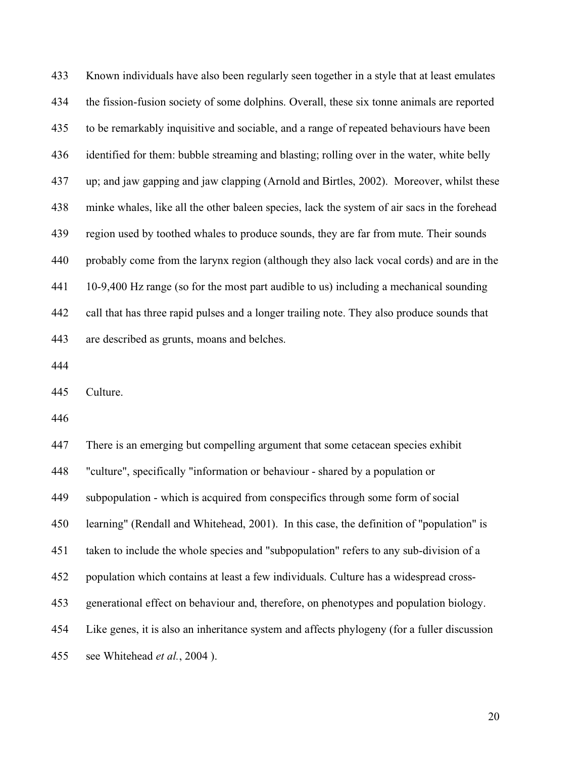Known individuals have also been regularly seen together in a style that at least emulates the fission-fusion society of some dolphins. Overall, these six tonne animals are reported to be remarkably inquisitive and sociable, and a range of repeated behaviours have been identified for them: bubble streaming and blasting; rolling over in the water, white belly up; and jaw gapping and jaw clapping (Arnold and Birtles, 2002). Moreover, whilst these minke whales, like all the other baleen species, lack the system of air sacs in the forehead region used by toothed whales to produce sounds, they are far from mute. Their sounds probably come from the larynx region (although they also lack vocal cords) and are in the 10-9,400 Hz range (so for the most part audible to us) including a mechanical sounding call that has three rapid pulses and a longer trailing note. They also produce sounds that are described as grunts, moans and belches.

## Culture.

There is an emerging but compelling argument that some cetacean species exhibit "culture", specifically "information or behaviour - shared by a population or subpopulation - which is acquired from conspecifics through some form of social learning" (Rendall and Whitehead, 2001). In this case, the definition of "population" is taken to include the whole species and "subpopulation" refers to any sub-division of a population which contains at least a few individuals. Culture has a widespread cross-generational effect on behaviour and, therefore, on phenotypes and population biology. Like genes, it is also an inheritance system and affects phylogeny (for a fuller discussion see Whitehead *et al.*, 2004 ).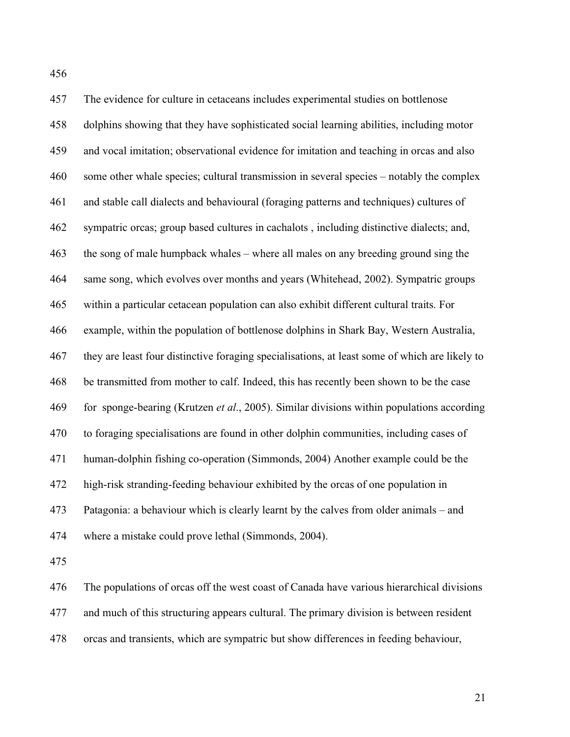The evidence for culture in cetaceans includes experimental studies on bottlenose dolphins showing that they have sophisticated social learning abilities, including motor and vocal imitation; observational evidence for imitation and teaching in orcas and also some other whale species; cultural transmission in several species – notably the complex and stable call dialects and behavioural (foraging patterns and techniques) cultures of sympatric orcas; group based cultures in cachalots , including distinctive dialects; and, the song of male humpback whales – where all males on any breeding ground sing the same song, which evolves over months and years (Whitehead, 2002). Sympatric groups within a particular cetacean population can also exhibit different cultural traits. For example, within the population of bottlenose dolphins in Shark Bay, Western Australia, they are least four distinctive foraging specialisations, at least some of which are likely to be transmitted from mother to calf. Indeed, this has recently been shown to be the case for sponge-bearing (Krutzen *et al*., 2005). Similar divisions within populations according to foraging specialisations are found in other dolphin communities, including cases of human-dolphin fishing co-operation (Simmonds, 2004) Another example could be the high-risk stranding-feeding behaviour exhibited by the orcas of one population in Patagonia: a behaviour which is clearly learnt by the calves from older animals – and where a mistake could prove lethal (Simmonds, 2004).

The populations of orcas off the west coast of Canada have various hierarchical divisions and much of this structuring appears cultural. The primary division is between resident orcas and transients, which are sympatric but show differences in feeding behaviour,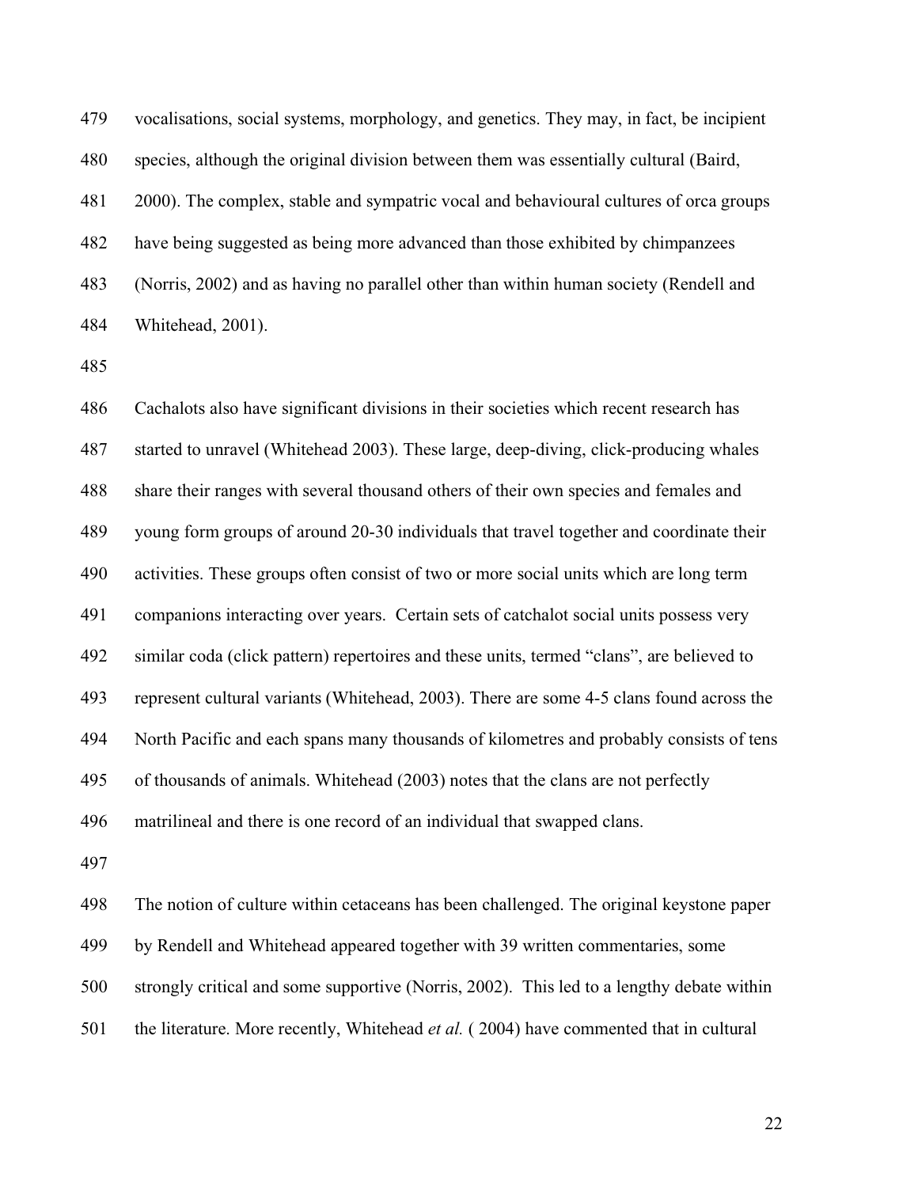vocalisations, social systems, morphology, and genetics. They may, in fact, be incipient species, although the original division between them was essentially cultural (Baird, 2000). The complex, stable and sympatric vocal and behavioural cultures of orca groups have being suggested as being more advanced than those exhibited by chimpanzees (Norris, 2002) and as having no parallel other than within human society (Rendell and Whitehead, 2001).

Cachalots also have significant divisions in their societies which recent research has started to unravel (Whitehead 2003). These large, deep-diving, click-producing whales share their ranges with several thousand others of their own species and females and young form groups of around 20-30 individuals that travel together and coordinate their activities. These groups often consist of two or more social units which are long term companions interacting over years. Certain sets of catchalot social units possess very similar coda (click pattern) repertoires and these units, termed "clans", are believed to represent cultural variants (Whitehead, 2003). There are some 4-5 clans found across the North Pacific and each spans many thousands of kilometres and probably consists of tens of thousands of animals. Whitehead (2003) notes that the clans are not perfectly matrilineal and there is one record of an individual that swapped clans.

The notion of culture within cetaceans has been challenged. The original keystone paper by Rendell and Whitehead appeared together with 39 written commentaries, some strongly critical and some supportive (Norris, 2002). This led to a lengthy debate within the literature. More recently, Whitehead *et al.* ( 2004) have commented that in cultural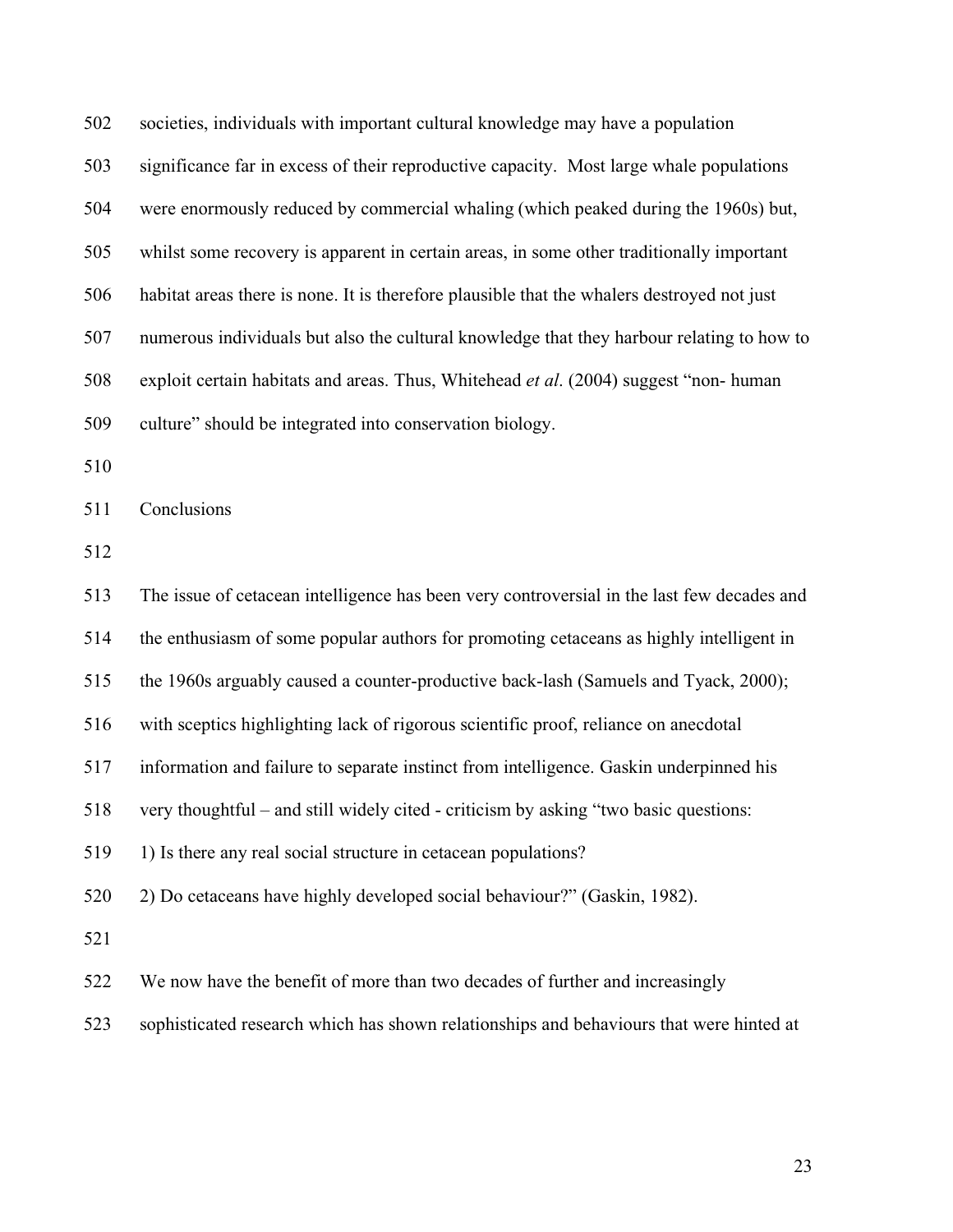societies, individuals with important cultural knowledge may have a population significance far in excess of their reproductive capacity. Most large whale populations were enormously reduced by commercial whaling (which peaked during the 1960s) but, whilst some recovery is apparent in certain areas, in some other traditionally important habitat areas there is none. It is therefore plausible that the whalers destroyed not just numerous individuals but also the cultural knowledge that they harbour relating to how to exploit certain habitats and areas. Thus, Whitehead *et al*. (2004) suggest "non- human culture" should be integrated into conservation biology.

## Conclusions

The issue of cetacean intelligence has been very controversial in the last few decades and the enthusiasm of some popular authors for promoting cetaceans as highly intelligent in the 1960s arguably caused a counter-productive back-lash (Samuels and Tyack, 2000); with sceptics highlighting lack of rigorous scientific proof, reliance on anecdotal information and failure to separate instinct from intelligence. Gaskin underpinned his very thoughtful – and still widely cited - criticism by asking "two basic questions:
1) Is there any real social structure in cetacean populations?
2) Do cetaceans have highly developed social behaviour?" (Gaskin, 1982).

We now have the benefit of more than two decades of further and increasingly sophisticated research which has shown relationships and behaviours that were hinted at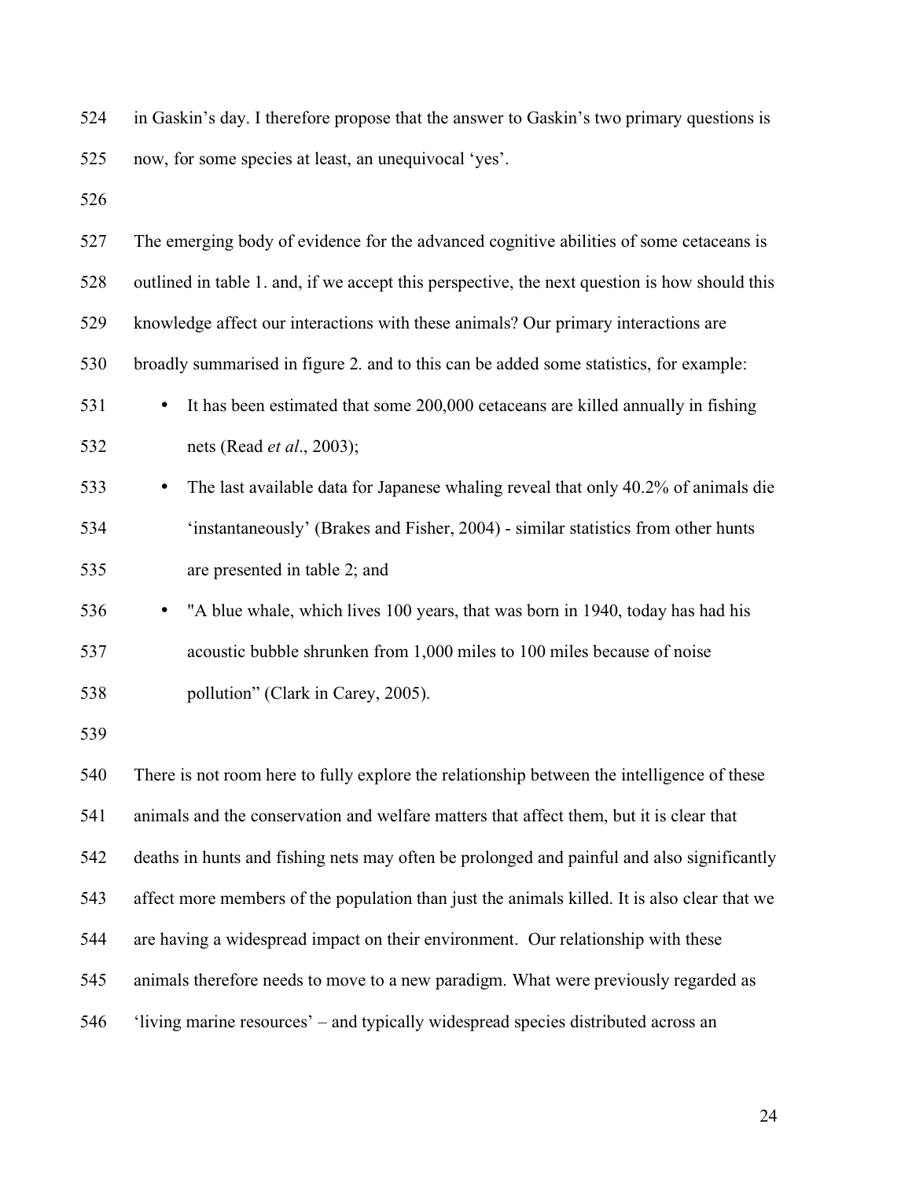in Gaskin's day. I therefore propose that the answer to Gaskin's two primary questions is now, for some species at least, an unequivocal 'yes'.

The emerging body of evidence for the advanced cognitive abilities of some cetaceans is outlined in table 1. and, if we accept this perspective, the next question is how should this knowledge affect our interactions with these animals? Our primary interactions are broadly summarised in figure 2. and to this can be added some statistics, for example:

- It has been estimated that some 200,000 cetaceans are killed annually in fishing nets (Read *et al*., 2003);
- The last available data for Japanese whaling reveal that only 40.2% of animals die 'instantaneously' (Brakes and Fisher, 2004) - similar statistics from other hunts are presented in table 2; and
- "A blue whale, which lives 100 years, that was born in 1940, today has had his acoustic bubble shrunken from 1,000 miles to 100 miles because of noise pollution" (Clark in Carey, 2005).

There is not room here to fully explore the relationship between the intelligence of these animals and the conservation and welfare matters that affect them, but it is clear that deaths in hunts and fishing nets may often be prolonged and painful and also significantly affect more members of the population than just the animals killed. It is also clear that we are having a widespread impact on their environment. Our relationship with these animals therefore needs to move to a new paradigm. What were previously regarded as 'living marine resources' – and typically widespread species distributed across an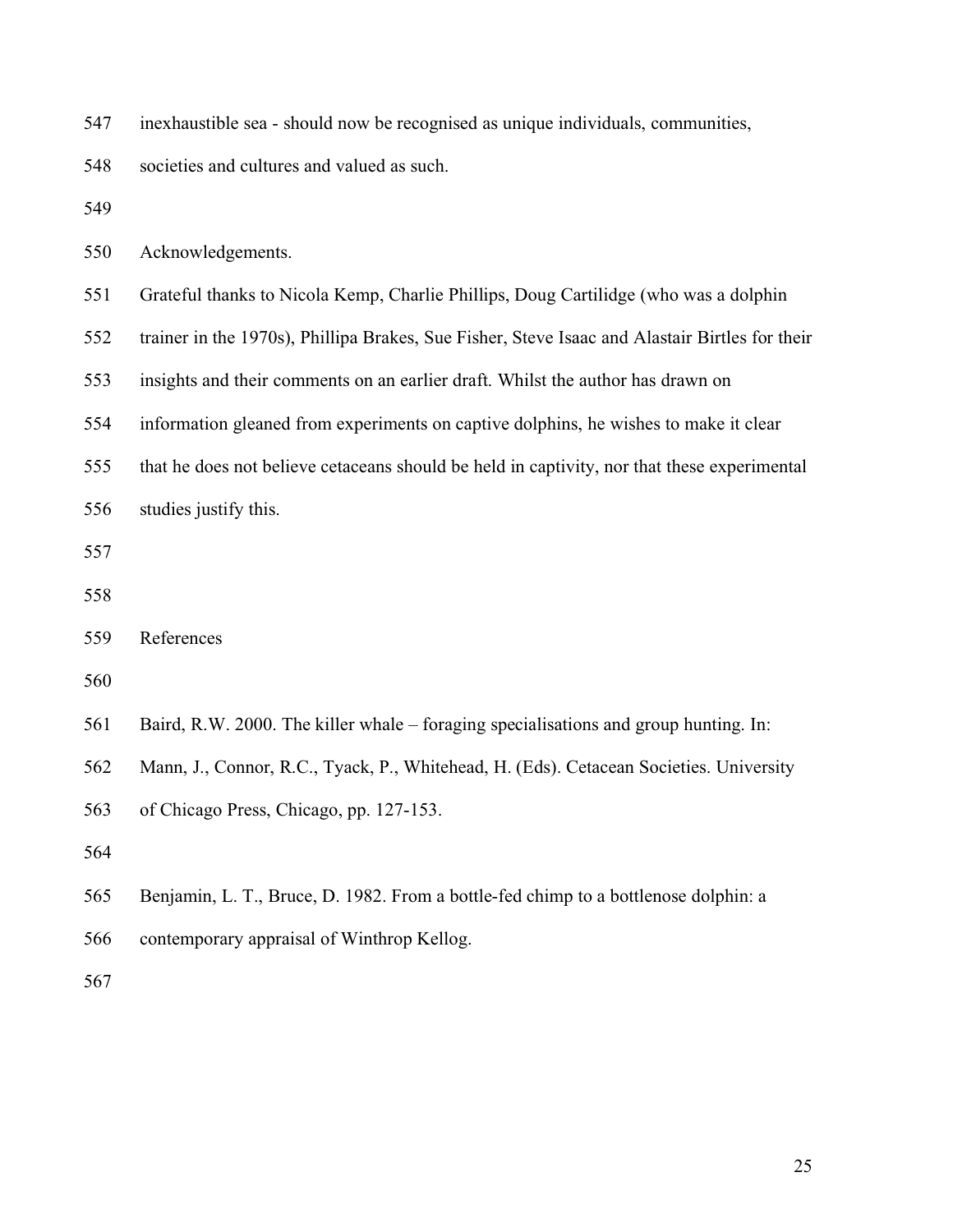inexhaustible sea - should now be recognised as unique individuals, communities, societies and cultures and valued as such.

## Acknowledgements.

Grateful thanks to Nicola Kemp, Charlie Phillips, Doug Cartilidge (who was a dolphin trainer in the 1970s), Phillipa Brakes, Sue Fisher, Steve Isaac and Alastair Birtles for their insights and their comments on an earlier draft. Whilst the author has drawn on information gleaned from experiments on captive dolphins, he wishes to make it clear that he does not believe cetaceans should be held in captivity, nor that these experimental studies justify this.

## References

Baird, R.W. 2000. The killer whale – foraging specialisations and group hunting. In: Mann, J., Connor, R.C., Tyack, P., Whitehead, H. (Eds). Cetacean Societies. University of Chicago Press, Chicago, pp. 127-153.

Benjamin, L. T., Bruce, D. 1982. From a bottle-fed chimp to a bottlenose dolphin: a contemporary appraisal of Winthrop Kellog.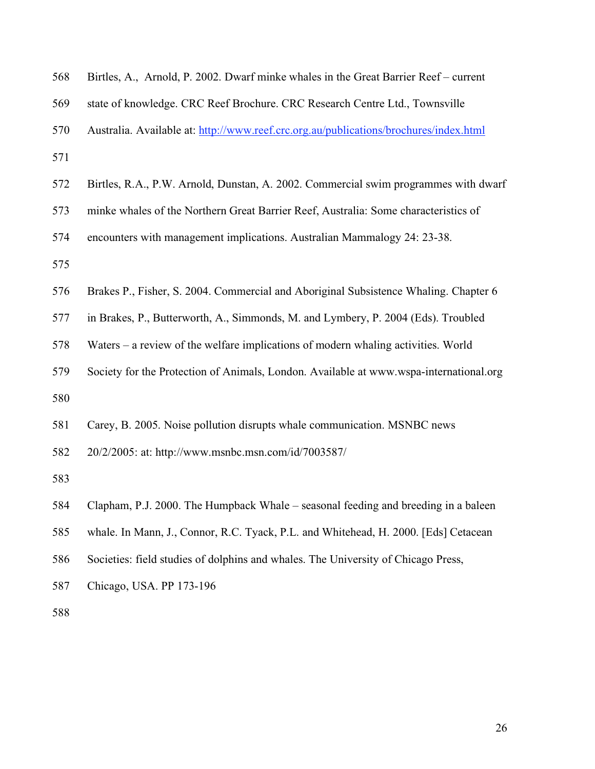Birtles, A., Arnold, P. 2002. Dwarf minke whales in the Great Barrier Reef – current state of knowledge. CRC Reef Brochure. CRC Research Centre Ltd., Townsville Australia. Available at: http://www.reef.crc.org.au/publications/brochures/index.html

Birtles, R.A., P.W. Arnold, Dunstan, A. 2002. Commercial swim programmes with dwarf minke whales of the Northern Great Barrier Reef, Australia: Some characteristics of encounters with management implications. Australian Mammalogy 24: 23-38.

Brakes P., Fisher, S. 2004. Commercial and Aboriginal Subsistence Whaling. Chapter 6 in Brakes, P., Butterworth, A., Simmonds, M. and Lymbery, P. 2004 (Eds). Troubled Waters – a review of the welfare implications of modern whaling activities. World Society for the Protection of Animals, London. Available at www.wspa-international.org

Carey, B. 2005. Noise pollution disrupts whale communication. MSNBC news 20/2/2005: at: http://www.msnbc.msn.com/id/7003587/

Clapham, P.J. 2000. The Humpback Whale – seasonal feeding and breeding in a baleen whale. In Mann, J., Connor, R.C. Tyack, P.L. and Whitehead, H. 2000. [Eds] Cetacean Societies: field studies of dolphins and whales. The University of Chicago Press, Chicago, USA. PP 173-196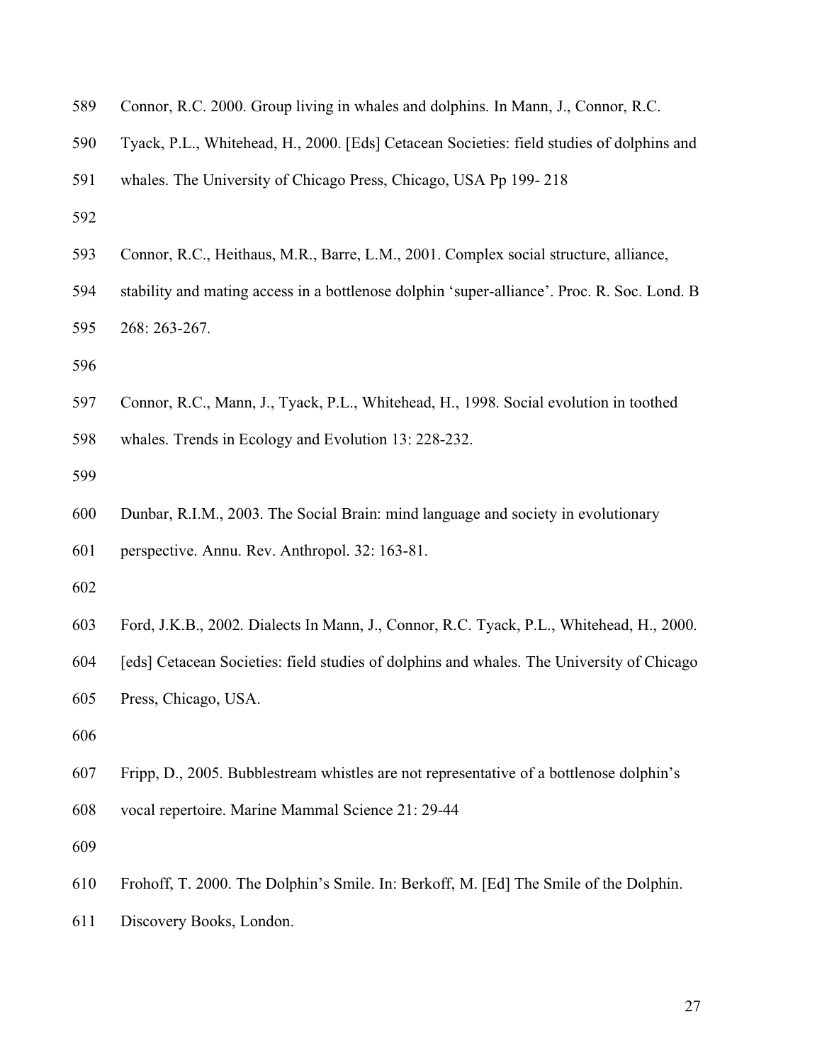Connor, R.C. 2000. Group living in whales and dolphins. In Mann, J., Connor, R.C. Tyack, P.L., Whitehead, H., 2000. [Eds] Cetacean Societies: field studies of dolphins and whales. The University of Chicago Press, Chicago, USA Pp 199- 218

Connor, R.C., Heithaus, M.R., Barre, L.M., 2001. Complex social structure, alliance, stability and mating access in a bottlenose dolphin 'super-alliance'. Proc. R. Soc. Lond. B 268: 263-267.

Connor, R.C., Mann, J., Tyack, P.L., Whitehead, H., 1998. Social evolution in toothed whales. Trends in Ecology and Evolution 13: 228-232.

Dunbar, R.I.M., 2003. The Social Brain: mind language and society in evolutionary perspective. Annu. Rev. Anthropol. 32: 163-81.

Ford, J.K.B., 2002. Dialects In Mann, J., Connor, R.C. Tyack, P.L., Whitehead, H., 2000. [eds] Cetacean Societies: field studies of dolphins and whales. The University of Chicago Press, Chicago, USA.

Fripp, D., 2005. Bubblestream whistles are not representative of a bottlenose dolphin's vocal repertoire. Marine Mammal Science 21: 29-44

Frohoff, T. 2000. The Dolphin's Smile. In: Berkoff, M. [Ed] The Smile of the Dolphin. Discovery Books, London.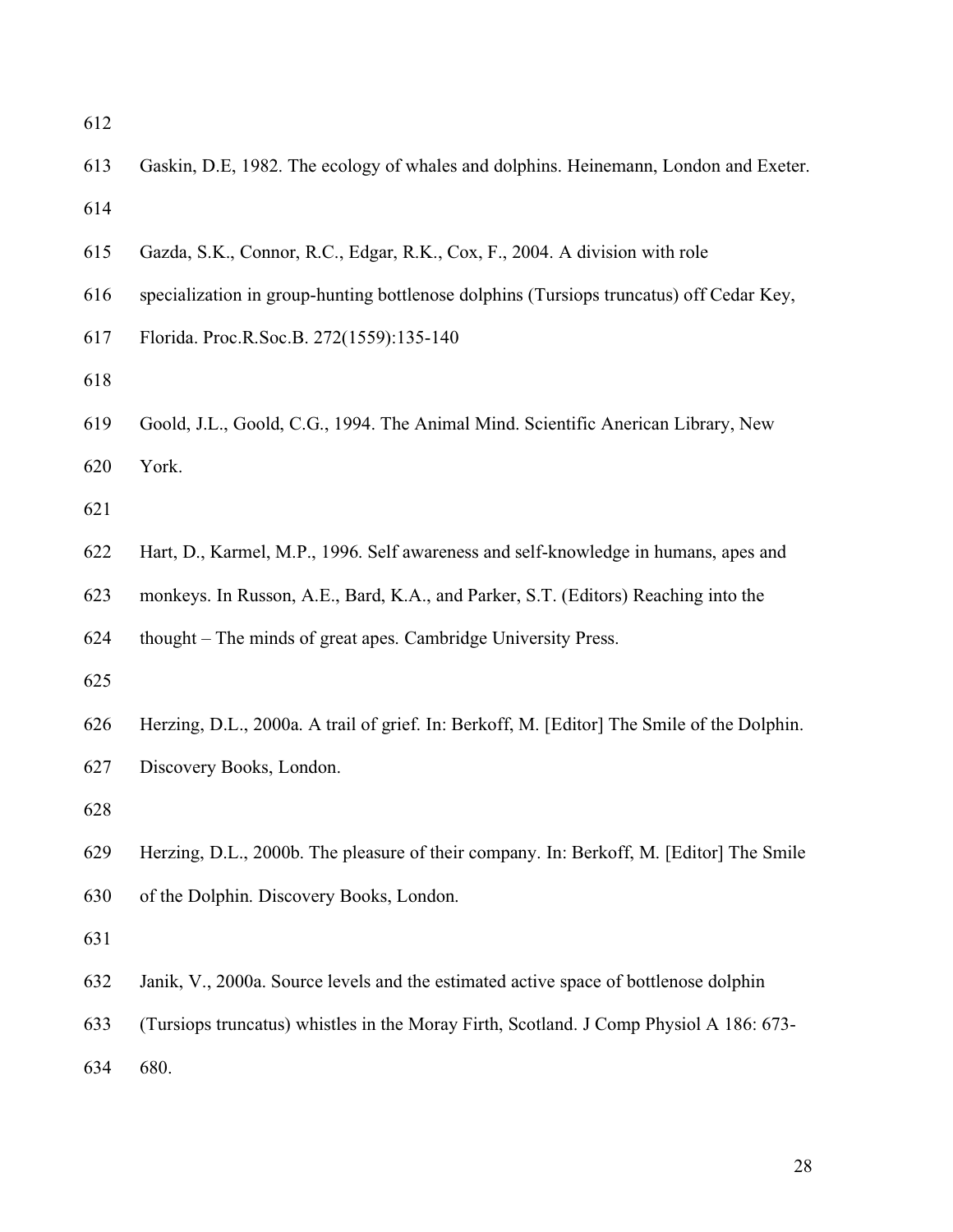Gaskin, D.E, 1982. The ecology of whales and dolphins. Heinemann, London and Exeter.

Gazda, S.K., Connor, R.C., Edgar, R.K., Cox, F., 2004. A division with role specialization in group-hunting bottlenose dolphins (Tursiops truncatus) off Cedar Key, Florida. Proc.R.Soc.B. 272(1559):135-140

Goold, J.L., Goold, C.G., 1994. The Animal Mind. Scientific Anerican Library, New York.

Hart, D., Karmel, M.P., 1996. Self awareness and self-knowledge in humans, apes and monkeys. In Russon, A.E., Bard, K.A., and Parker, S.T. (Editors) Reaching into the thought – The minds of great apes. Cambridge University Press.

Herzing, D.L., 2000a. A trail of grief. In: Berkoff, M. [Editor] The Smile of the Dolphin. Discovery Books, London.

Herzing, D.L., 2000b. The pleasure of their company. In: Berkoff, M. [Editor] The Smile of the Dolphin. Discovery Books, London.

Janik, V., 2000a. Source levels and the estimated active space of bottlenose dolphin (Tursiops truncatus) whistles in the Moray Firth, Scotland. J Comp Physiol A 186: 673-680.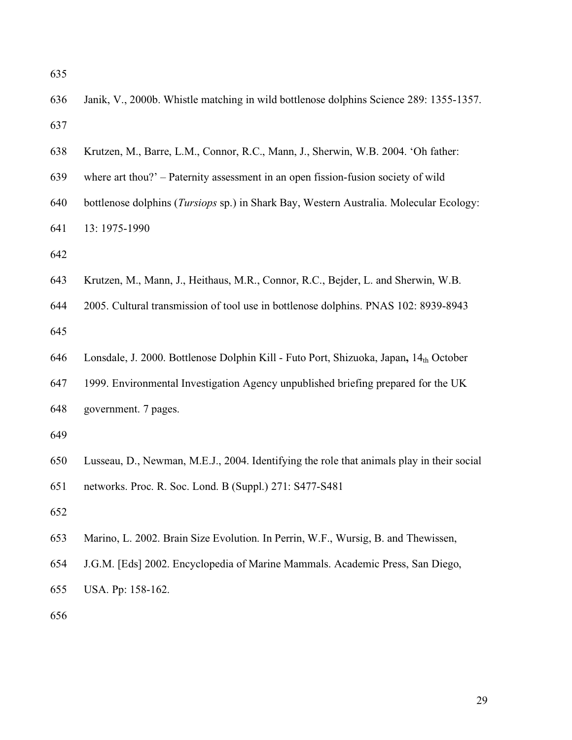Janik, V., 2000b. Whistle matching in wild bottlenose dolphins Science 289: 1355-1357.

Krutzen, M., Barre, L.M., Connor, R.C., Mann, J., Sherwin, W.B. 2004. 'Oh father: where art thou?' – Paternity assessment in an open fission-fusion society of wild bottlenose dolphins (*Tursiops* sp.) in Shark Bay, Western Australia. Molecular Ecology: 13: 1975-1990

Krutzen, M., Mann, J., Heithaus, M.R., Connor, R.C., Bejder, L. and Sherwin, W.B. 2005. Cultural transmission of tool use in bottlenose dolphins. PNAS 102: 8939-8943

Lonsdale, J. 2000. Bottlenose Dolphin Kill - Futo Port, Shizuoka, Japan**,** $14_{th}$ October 1999. Environmental Investigation Agency unpublished briefing prepared for the UK government. 7 pages.

Lusseau, D., Newman, M.E.J., 2004. Identifying the role that animals play in their social networks. Proc. R. Soc. Lond. B (Suppl.) 271: S477-S481

Marino, L. 2002. Brain Size Evolution. In Perrin, W.F., Wursig, B. and Thewissen, J.G.M. [Eds] 2002. Encyclopedia of Marine Mammals. Academic Press, San Diego, USA. Pp: 158-162.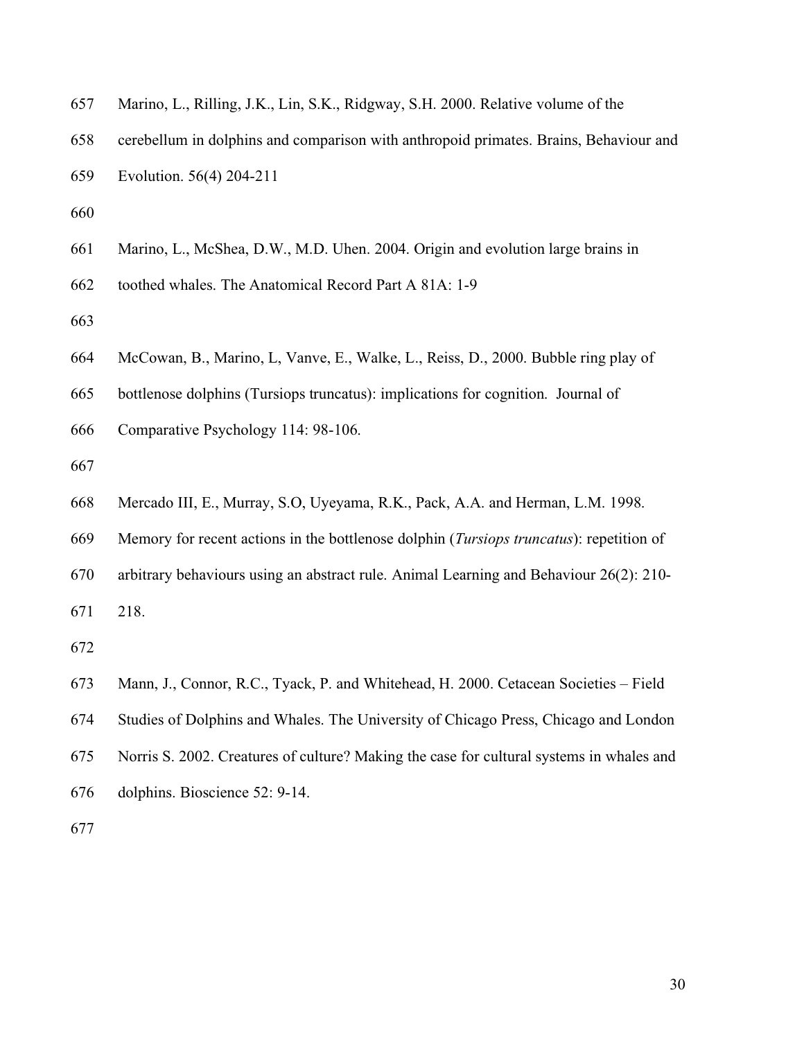Marino, L., Rilling, J.K., Lin, S.K., Ridgway, S.H. 2000. Relative volume of the cerebellum in dolphins and comparison with anthropoid primates. Brains, Behaviour and Evolution. 56(4) 204-211

Marino, L., McShea, D.W., M.D. Uhen. 2004. Origin and evolution large brains in toothed whales. The Anatomical Record Part A 81A: 1-9

McCowan, B., Marino, L, Vanve, E., Walke, L., Reiss, D., 2000. Bubble ring play of bottlenose dolphins (Tursiops truncatus): implications for cognition. Journal of Comparative Psychology 114: 98-106.

Mercado III, E., Murray, S.O, Uyeyama, R.K., Pack, A.A. and Herman, L.M. 1998. Memory for recent actions in the bottlenose dolphin (*Tursiops truncatus*): repetition of arbitrary behaviours using an abstract rule. Animal Learning and Behaviour 26(2): 210-218.

Mann, J., Connor, R.C., Tyack, P. and Whitehead, H. 2000. Cetacean Societies – Field Studies of Dolphins and Whales. The University of Chicago Press, Chicago and London

Norris S. 2002. Creatures of culture? Making the case for cultural systems in whales and dolphins. Bioscience 52: 9-14.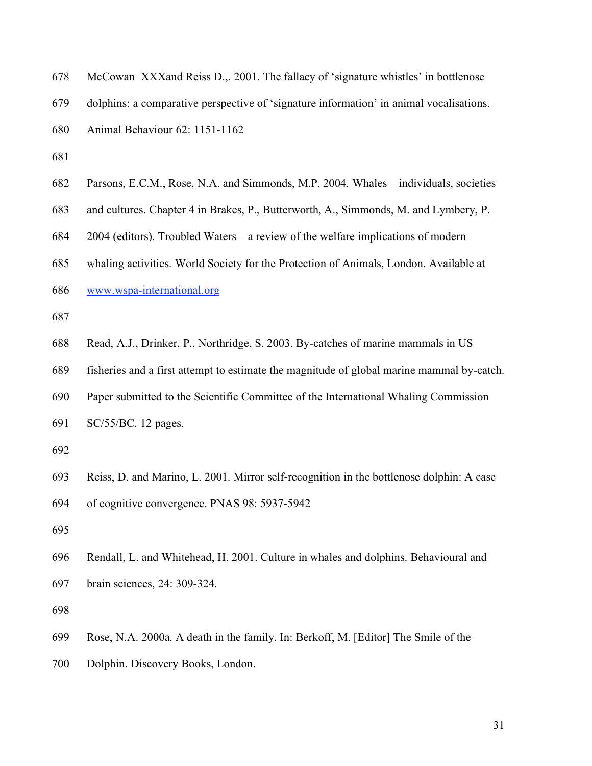McCowan  XXXand Reiss D.,. 2001. The fallacy of 'signature whistles' in bottlenose dolphins: a comparative perspective of 'signature information' in animal vocalisations. Animal Behaviour 62: 1151-1162

Parsons, E.C.M., Rose, N.A. and Simmonds, M.P. 2004. Whales – individuals, societies and cultures. Chapter 4 in Brakes, P., Butterworth, A., Simmonds, M. and Lymbery, P. 2004 (editors). Troubled Waters – a review of the welfare implications of modern whaling activities. World Society for the Protection of Animals, London. Available at www.wspa-international.org

Read, A.J., Drinker, P., Northridge, S. 2003. By-catches of marine mammals in US fisheries and a first attempt to estimate the magnitude of global marine mammal by-catch. Paper submitted to the Scientific Committee of the International Whaling Commission SC/55/BC. 12 pages.

Reiss, D. and Marino, L. 2001. Mirror self-recognition in the bottlenose dolphin: A case of cognitive convergence. PNAS 98: 5937-5942

Rendall, L. and Whitehead, H. 2001. Culture in whales and dolphins. Behavioural and brain sciences, 24: 309-324.

Rose, N.A. 2000a. A death in the family. In: Berkoff, M. [Editor] The Smile of the Dolphin. Discovery Books, London.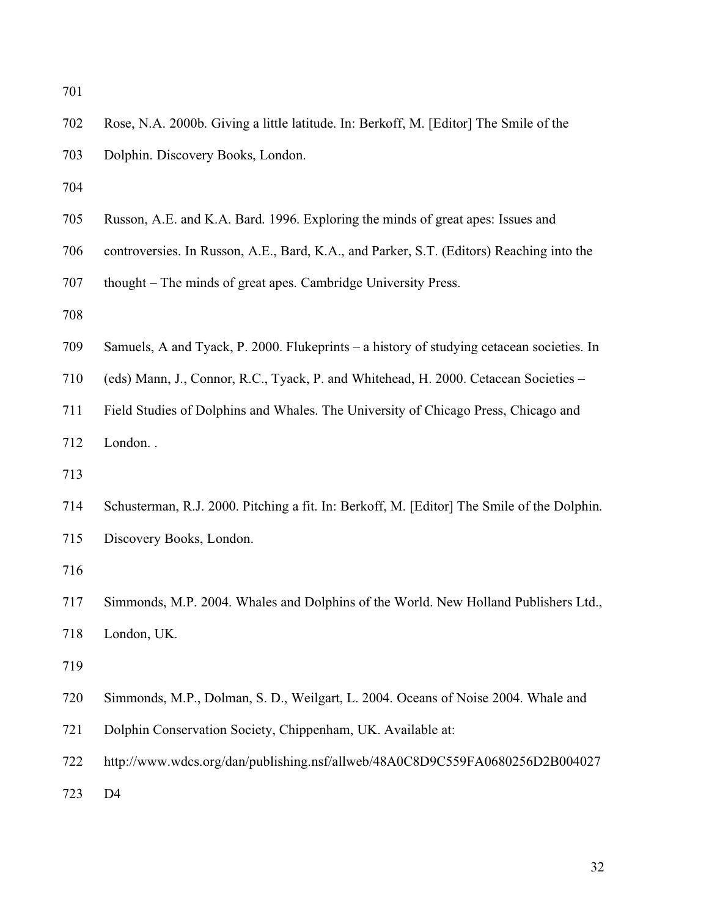Rose, N.A. 2000b. Giving a little latitude. In: Berkoff, M. [Editor] The Smile of the Dolphin. Discovery Books, London.

Russon, A.E. and K.A. Bard. 1996. Exploring the minds of great apes: Issues and controversies. In Russon, A.E., Bard, K.A., and Parker, S.T. (Editors) Reaching into the thought – The minds of great apes. Cambridge University Press.

Samuels, A and Tyack, P. 2000. Flukeprints – a history of studying cetacean societies. In (eds) Mann, J., Connor, R.C., Tyack, P. and Whitehead, H. 2000. Cetacean Societies – Field Studies of Dolphins and Whales. The University of Chicago Press, Chicago and London. .

Schusterman, R.J. 2000. Pitching a fit. In: Berkoff, M. [Editor] The Smile of the Dolphin. Discovery Books, London.

Simmonds, M.P. 2004. Whales and Dolphins of the World. New Holland Publishers Ltd., London, UK.

Simmonds, M.P., Dolman, S. D., Weilgart, L. 2004. Oceans of Noise 2004. Whale and Dolphin Conservation Society, Chippenham, UK. Available at: http://www.wdcs.org/dan/publishing.nsf/allweb/48A0C8D9C559FA0680256D2B004027D4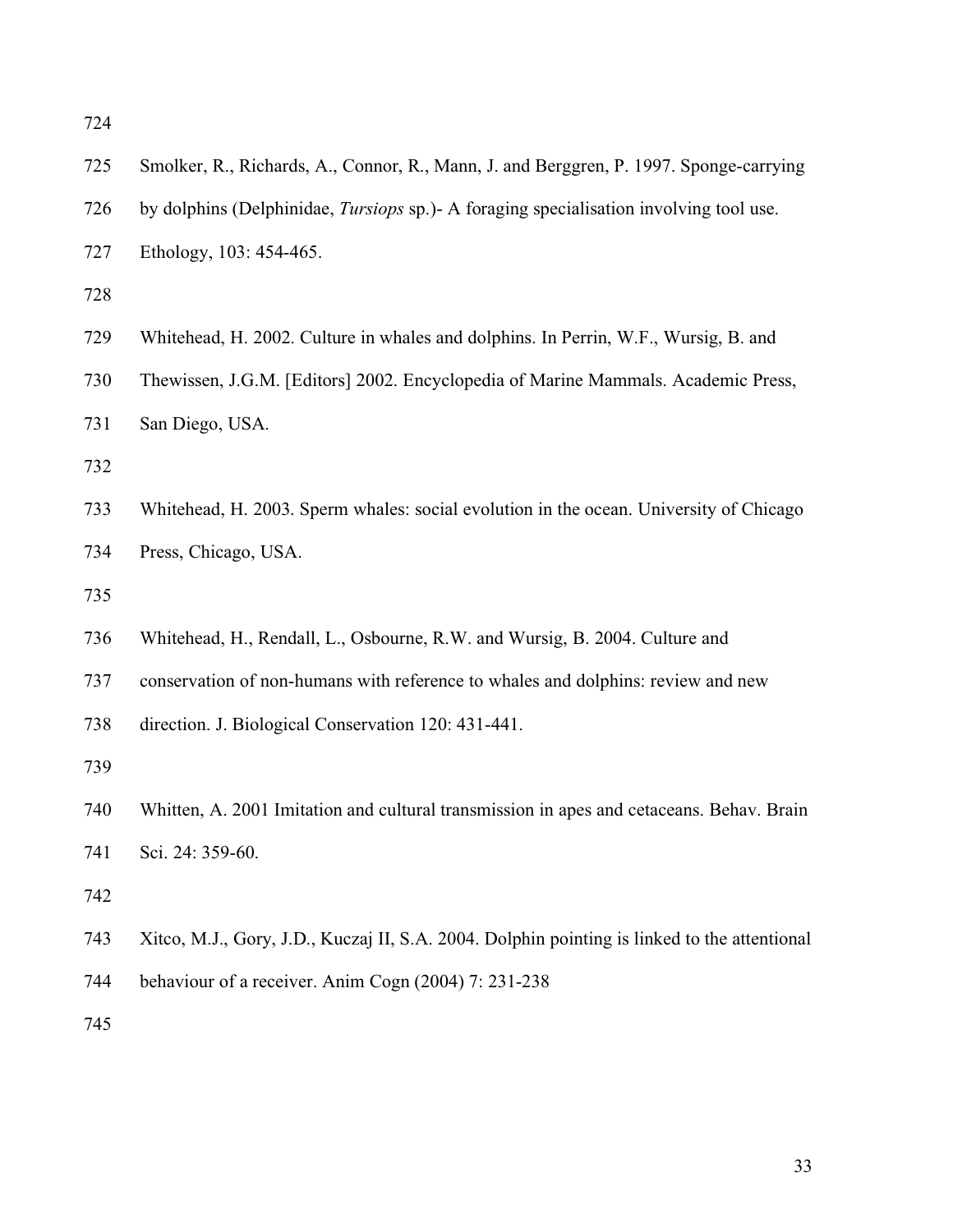Smolker, R., Richards, A., Connor, R., Mann, J. and Berggren, P. 1997. Sponge-carrying by dolphins (Delphinidae, *Tursiops* sp.)- A foraging specialisation involving tool use. Ethology, 103: 454-465.

Whitehead, H. 2002. Culture in whales and dolphins. In Perrin, W.F., Wursig, B. and Thewissen, J.G.M. [Editors] 2002. Encyclopedia of Marine Mammals. Academic Press, San Diego, USA.

Whitehead, H. 2003. Sperm whales: social evolution in the ocean. University of Chicago Press, Chicago, USA.

Whitehead, H., Rendall, L., Osbourne, R.W. and Wursig, B. 2004. Culture and conservation of non-humans with reference to whales and dolphins: review and new direction. J. Biological Conservation 120: 431-441.

Whitten, A. 2001 Imitation and cultural transmission in apes and cetaceans. Behav. Brain Sci. 24: 359-60.

Xitco, M.J., Gory, J.D., Kuczaj II, S.A. 2004. Dolphin pointing is linked to the attentional behaviour of a receiver. Anim Cogn (2004) 7: 231-238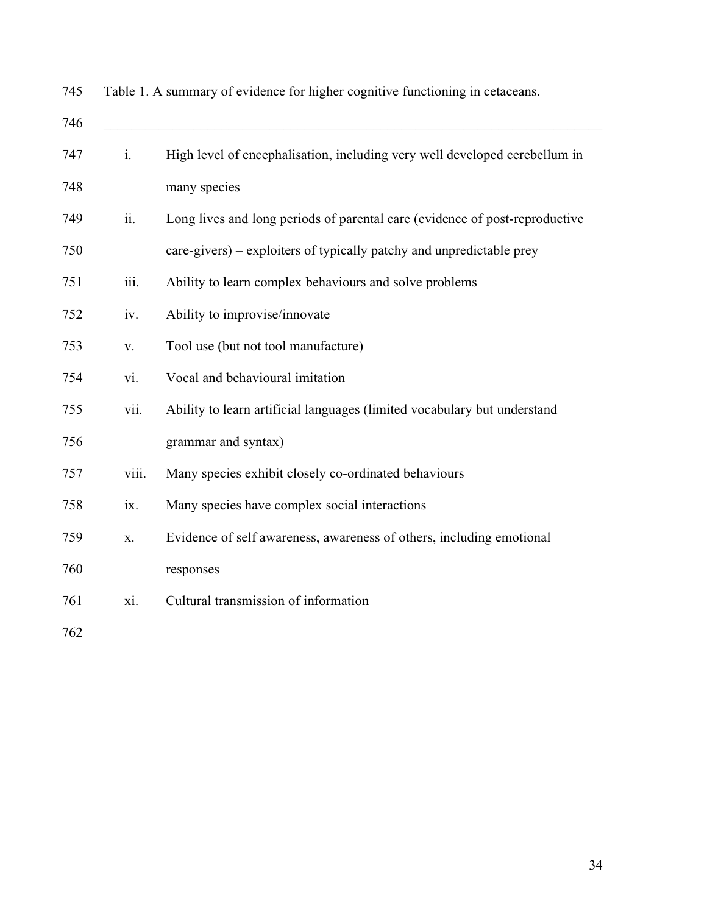Table 1. A summary of evidence for higher cognitive functioning in cetaceans.

---

i. High level of encephalisation, including very well developed cerebellum in many species

ii. Long lives and long periods of parental care (evidence of post-reproductive care-givers) – exploiters of typically patchy and unpredictable prey

iii. Ability to learn complex behaviours and solve problems

iv. Ability to improvise/innovate

v. Tool use (but not tool manufacture)

vi. Vocal and behavioural imitation

vii. Ability to learn artificial languages (limited vocabulary but understand grammar and syntax)

viii. Many species exhibit closely co-ordinated behaviours

ix. Many species have complex social interactions

x. Evidence of self awareness, awareness of others, including emotional responses

xi. Cultural transmission of information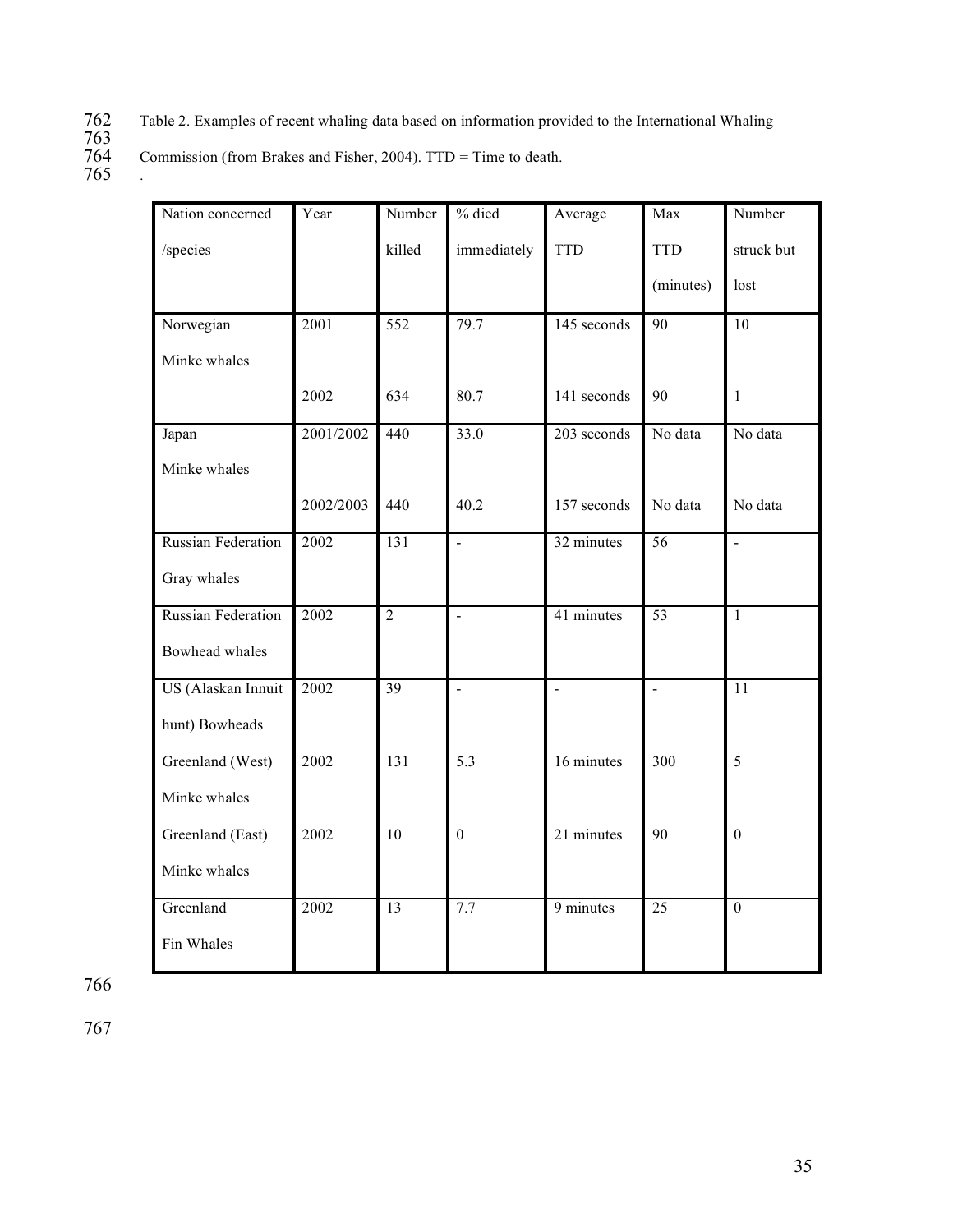Table 2. Examples of recent whaling data based on information provided to the International Whaling Commission (from Brakes and Fisher, 2004). TTD = Time to death.

.

| Nation concerned /species | Year | Number killed | % died immediately | Average TTD | Max TTD (minutes) | Number struck but lost |
|---|---|---|---|---|---|---|
| Norwegian Minke whales | 2001 | 552 | 79.7 | 145 seconds | 90 | 10 |
| | 2002 | 634 | 80.7 | 141 seconds | 90 | 1 |
| Japan Minke whales | 2001/2002 | 440 | 33.0 | 203 seconds | No data | No data |
| | 2002/2003 | 440 | 40.2 | 157 seconds | No data | No data |
| Russian Federation Gray whales | 2002 | 131 | - | 32 minutes | 56 | - |
| Russian Federation Bowhead whales | 2002 | 2 | - | 41 minutes | 53 | 1 |
| US (Alaskan Innuit hunt) Bowheads | 2002 | 39 | - | - | - | 11 |
| Greenland (West) Minke whales | 2002 | 131 | 5.3 | 16 minutes | 300 | 5 |
| Greenland (East) Minke whales | 2002 | 10 | 0 | 21 minutes | 90 | 0 |
| Greenland Fin Whales | 2002 | 13 | 7.7 | 9 minutes | 25 | 0 |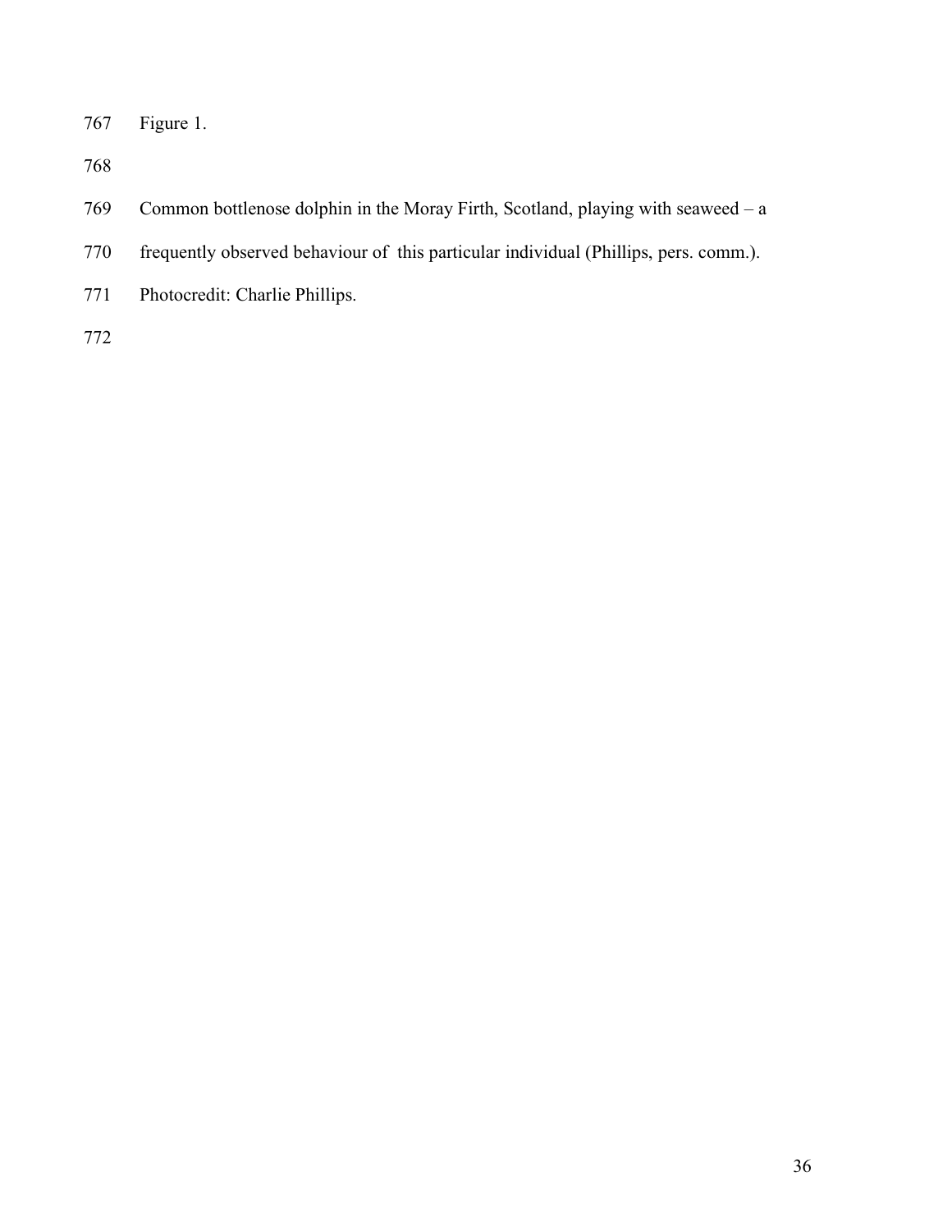Figure 1.

Common bottlenose dolphin in the Moray Firth, Scotland, playing with seaweed – a frequently observed behaviour of this particular individual (Phillips, pers. comm.). Photocredit: Charlie Phillips.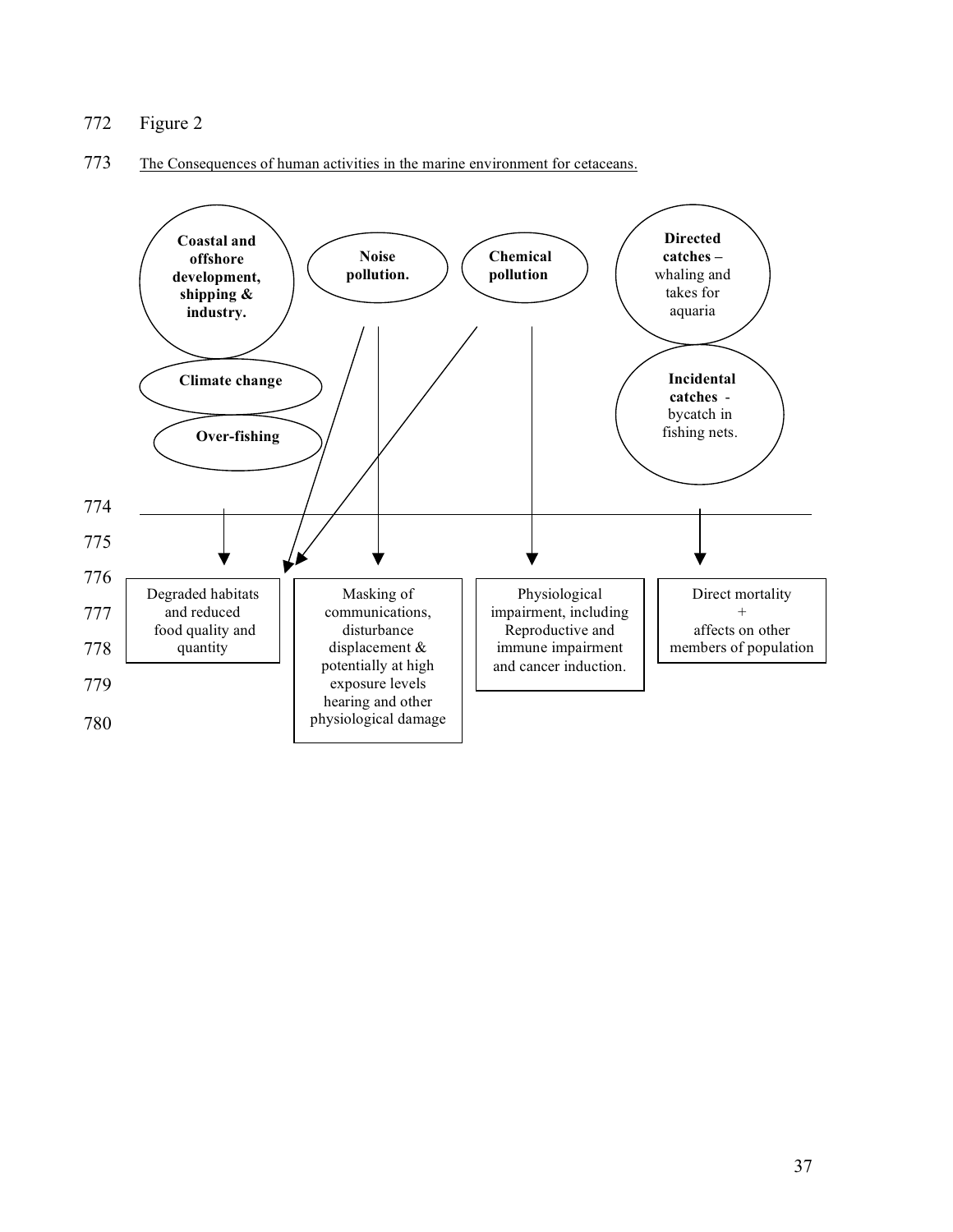Figure 2

The Consequences of human activities in the marine environment for cetaceans.

**Coastal and offshore development, shipping & industry.**

**Noise pollution.**

**Chemical pollution**

**Directed catches –** whaling and takes for aquaria

**Climate change**

**Over-fishing**

**Incidental catches** - bycatch in fishing nets.

Degraded habitats and reduced food quality and quantity

Masking of communications, disturbance displacement & potentially at high exposure levels hearing and other physiological damage

Physiological impairment, including Reproductive and immune impairment and cancer induction.

Direct mortality + affects on other members of population